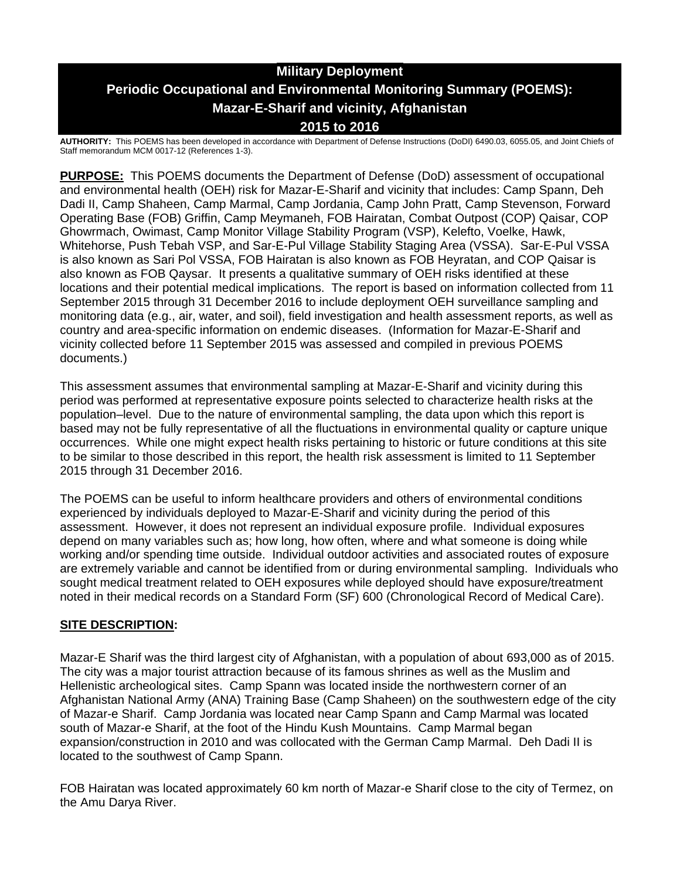# Military Deployment
# Periodic Occupational and Environmental Monitoring Summary (POEMS):
# Mazar-E-Sharif and vicinity, Afghanistan
# 2015 to 2016

**AUTHORITY:** This POEMS has been developed in accordance with Department of Defense Instructions (DoDI) 6490.03, 6055.05, and Joint Chiefs of Staff memorandum MCM 0017-12 (References 1-3).

**PURPOSE:** This POEMS documents the Department of Defense (DoD) assessment of occupational and environmental health (OEH) risk for Mazar-E-Sharif and vicinity that includes: Camp Spann, Deh Dadi II, Camp Shaheen, Camp Marmal, Camp Jordania, Camp John Pratt, Camp Stevenson, Forward Operating Base (FOB) Griffin, Camp Meymaneh, FOB Hairatan, Combat Outpost (COP) Qaisar, COP Ghowrmach, Owimast, Camp Monitor Village Stability Program (VSP), Kelefto, Voelke, Hawk, Whitehorse, Push Tebah VSP, and Sar-E-Pul Village Stability Staging Area (VSSA). Sar-E-Pul VSSA is also known as Sari Pol VSSA, FOB Hairatan is also known as FOB Heyratan, and COP Qaisar is also known as FOB Qaysar. It presents a qualitative summary of OEH risks identified at these locations and their potential medical implications. The report is based on information collected from 11 September 2015 through 31 December 2016 to include deployment OEH surveillance sampling and monitoring data (e.g., air, water, and soil), field investigation and health assessment reports, as well as country and area-specific information on endemic diseases. (Information for Mazar-E-Sharif and vicinity collected before 11 September 2015 was assessed and compiled in previous POEMS documents.)

This assessment assumes that environmental sampling at Mazar-E-Sharif and vicinity during this period was performed at representative exposure points selected to characterize health risks at the population–level. Due to the nature of environmental sampling, the data upon which this report is based may not be fully representative of all the fluctuations in environmental quality or capture unique occurrences. While one might expect health risks pertaining to historic or future conditions at this site to be similar to those described in this report, the health risk assessment is limited to 11 September 2015 through 31 December 2016.

The POEMS can be useful to inform healthcare providers and others of environmental conditions experienced by individuals deployed to Mazar-E-Sharif and vicinity during the period of this assessment. However, it does not represent an individual exposure profile. Individual exposures depend on many variables such as; how long, how often, where and what someone is doing while working and/or spending time outside. Individual outdoor activities and associated routes of exposure are extremely variable and cannot be identified from or during environmental sampling. Individuals who sought medical treatment related to OEH exposures while deployed should have exposure/treatment noted in their medical records on a Standard Form (SF) 600 (Chronological Record of Medical Care).

## SITE DESCRIPTION:

Mazar-E Sharif was the third largest city of Afghanistan, with a population of about 693,000 as of 2015. The city was a major tourist attraction because of its famous shrines as well as the Muslim and Hellenistic archeological sites. Camp Spann was located inside the northwestern corner of an Afghanistan National Army (ANA) Training Base (Camp Shaheen) on the southwestern edge of the city of Mazar-e Sharif. Camp Jordania was located near Camp Spann and Camp Marmal was located south of Mazar-e Sharif, at the foot of the Hindu Kush Mountains. Camp Marmal began expansion/construction in 2010 and was collocated with the German Camp Marmal. Deh Dadi II is located to the southwest of Camp Spann.

FOB Hairatan was located approximately 60 km north of Mazar-e Sharif close to the city of Termez, on the Amu Darya River.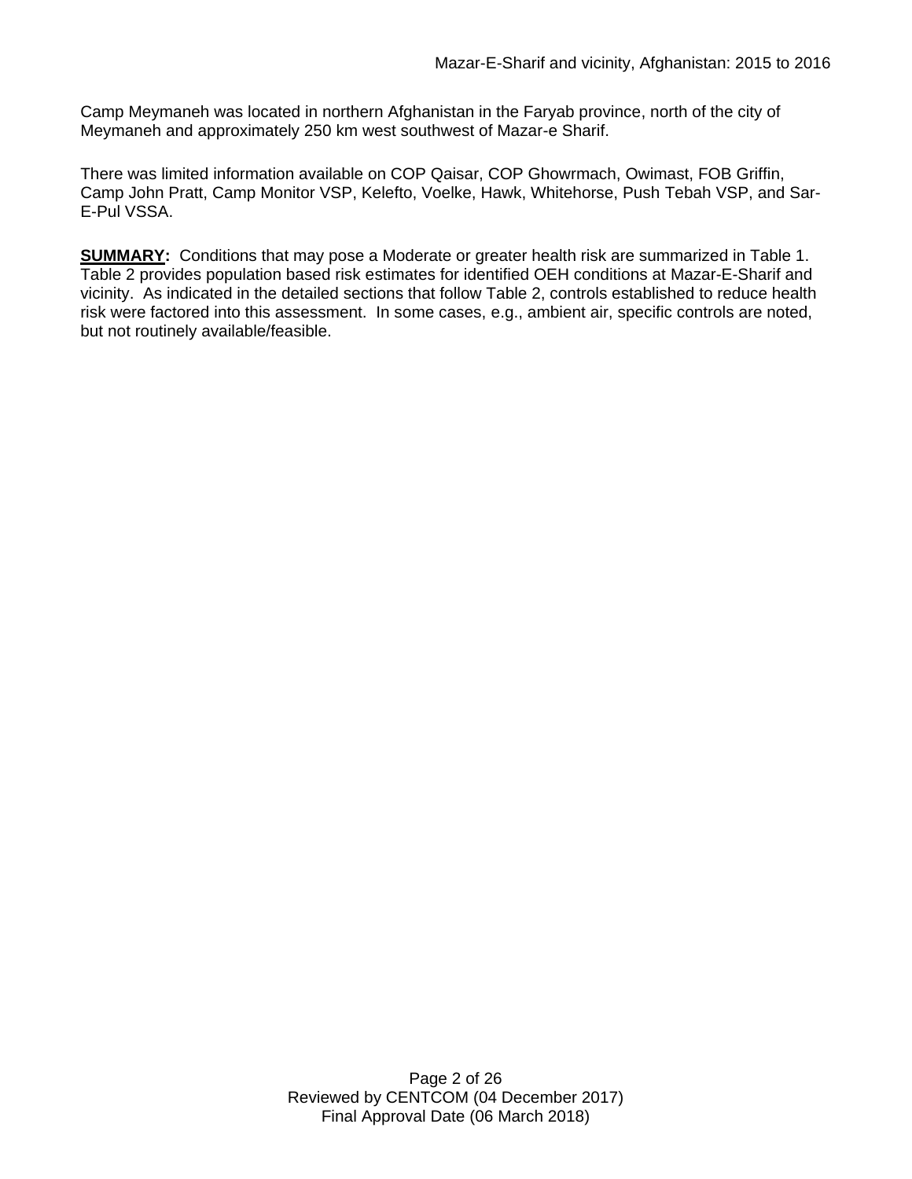Camp Meymaneh was located in northern Afghanistan in the Faryab province, north of the city of Meymaneh and approximately 250 km west southwest of Mazar-e Sharif.

There was limited information available on COP Qaisar, COP Ghowrmach, Owimast, FOB Griffin, Camp John Pratt, Camp Monitor VSP, Kelefto, Voelke, Hawk, Whitehorse, Push Tebah VSP, and Sar-E-Pul VSSA.

**SUMMARY:** Conditions that may pose a Moderate or greater health risk are summarized in Table 1. Table 2 provides population based risk estimates for identified OEH conditions at Mazar-E-Sharif and vicinity. As indicated in the detailed sections that follow Table 2, controls established to reduce health risk were factored into this assessment. In some cases, e.g., ambient air, specific controls are noted, but not routinely available/feasible.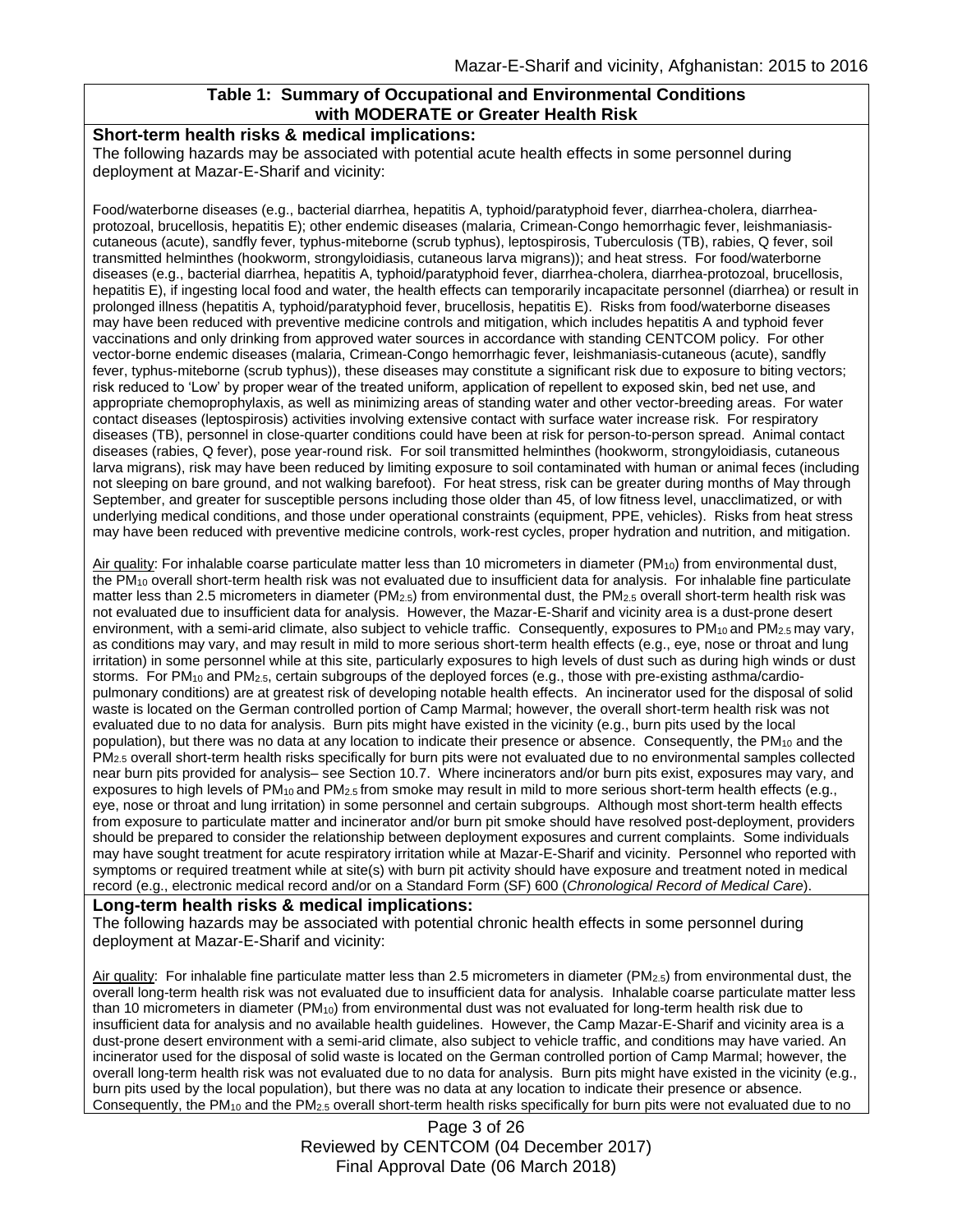## Table 1: Summary of Occupational and Environmental Conditions with MODERATE or Greater Health Risk

### Short-term health risks & medical implications:

The following hazards may be associated with potential acute health effects in some personnel during deployment at Mazar-E-Sharif and vicinity:

Food/waterborne diseases (e.g., bacterial diarrhea, hepatitis A, typhoid/paratyphoid fever, diarrhea-cholera, diarrhea-protozoal, brucellosis, hepatitis E); other endemic diseases (malaria, Crimean-Congo hemorrhagic fever, leishmaniasis-cutaneous (acute), sandfly fever, typhus-miteborne (scrub typhus), leptospirosis, Tuberculosis (TB), rabies, Q fever, soil transmitted helminthes (hookworm, strongyloidiasis, cutaneous larva migrans)); and heat stress. For food/waterborne diseases (e.g., bacterial diarrhea, hepatitis A, typhoid/paratyphoid fever, diarrhea-cholera, diarrhea-protozoal, brucellosis, hepatitis E), if ingesting local food and water, the health effects can temporarily incapacitate personnel (diarrhea) or result in prolonged illness (hepatitis A, typhoid/paratyphoid fever, brucellosis, hepatitis E). Risks from food/waterborne diseases may have been reduced with preventive medicine controls and mitigation, which includes hepatitis A and typhoid fever vaccinations and only drinking from approved water sources in accordance with standing CENTCOM policy. For other vector-borne endemic diseases (malaria, Crimean-Congo hemorrhagic fever, leishmaniasis-cutaneous (acute), sandfly fever, typhus-miteborne (scrub typhus)), these diseases may constitute a significant risk due to exposure to biting vectors; risk reduced to 'Low' by proper wear of the treated uniform, application of repellent to exposed skin, bed net use, and appropriate chemoprophylaxis, as well as minimizing areas of standing water and other vector-breeding areas. For water contact diseases (leptospirosis) activities involving extensive contact with surface water increase risk. For respiratory diseases (TB), personnel in close-quarter conditions could have been at risk for person-to-person spread. Animal contact diseases (rabies, Q fever), pose year-round risk. For soil transmitted helminthes (hookworm, strongyloidiasis, cutaneous larva migrans), risk may have been reduced by limiting exposure to soil contaminated with human or animal feces (including not sleeping on bare ground, and not walking barefoot). For heat stress, risk can be greater during months of May through September, and greater for susceptible persons including those older than 45, of low fitness level, unacclimatized, or with underlying medical conditions, and those under operational constraints (equipment, PPE, vehicles). Risks from heat stress may have been reduced with preventive medicine controls, work-rest cycles, proper hydration and nutrition, and mitigation.

Air quality: For inhalable coarse particulate matter less than 10 micrometers in diameter ($PM_{10}$) from environmental dust, the $PM_{10}$ overall short-term health risk was not evaluated due to insufficient data for analysis. For inhalable fine particulate matter less than 2.5 micrometers in diameter ($PM_{2.5}$) from environmental dust, the $PM_{2.5}$ overall short-term health risk was not evaluated due to insufficient data for analysis. However, the Mazar-E-Sharif and vicinity area is a dust-prone desert environment, with a semi-arid climate, also subject to vehicle traffic. Consequently, exposures to $PM_{10}$ and $PM_{2.5}$ may vary, as conditions may vary, and may result in mild to more serious short-term health effects (e.g., eye, nose or throat and lung irritation) in some personnel while at this site, particularly exposures to high levels of dust such as during high winds or dust storms. For $PM_{10}$ and $PM_{2.5}$, certain subgroups of the deployed forces (e.g., those with pre-existing asthma/cardio-pulmonary conditions) are at greatest risk of developing notable health effects. An incinerator used for the disposal of solid waste is located on the German controlled portion of Camp Marmal; however, the overall short-term health risk was not evaluated due to no data for analysis. Burn pits might have existed in the vicinity (e.g., burn pits used by the local population), but there was no data at any location to indicate their presence or absence. Consequently, the $PM_{10}$ and the $PM_{2.5}$ overall short-term health risks specifically for burn pits were not evaluated due to no environmental samples collected near burn pits provided for analysis– see Section 10.7. Where incinerators and/or burn pits exist, exposures may vary, and exposures to high levels of $PM_{10}$ and $PM_{2.5}$ from smoke may result in mild to more serious short-term health effects (e.g., eye, nose or throat and lung irritation) in some personnel and certain subgroups. Although most short-term health effects from exposure to particulate matter and incinerator and/or burn pit smoke should have resolved post-deployment, providers should be prepared to consider the relationship between deployment exposures and current complaints. Some individuals may have sought treatment for acute respiratory irritation while at Mazar-E-Sharif and vicinity. Personnel who reported with symptoms or required treatment while at site(s) with burn pit activity should have exposure and treatment noted in medical record (e.g., electronic medical record and/or on a Standard Form (SF) 600 (*Chronological Record of Medical Care*).

### Long-term health risks & medical implications:

The following hazards may be associated with potential chronic health effects in some personnel during deployment at Mazar-E-Sharif and vicinity:

Air quality: For inhalable fine particulate matter less than 2.5 micrometers in diameter ($PM_{2.5}$) from environmental dust, the overall long-term health risk was not evaluated due to insufficient data for analysis. Inhalable coarse particulate matter less than 10 micrometers in diameter ($PM_{10}$) from environmental dust was not evaluated for long-term health risk due to insufficient data for analysis and no available health guidelines. However, the Camp Mazar-E-Sharif and vicinity area is a dust-prone desert environment with a semi-arid climate, also subject to vehicle traffic, and conditions may have varied. An incinerator used for the disposal of solid waste is located on the German controlled portion of Camp Marmal; however, the overall long-term health risk was not evaluated due to no data for analysis. Burn pits might have existed in the vicinity (e.g., burn pits used by the local population), but there was no data at any location to indicate their presence or absence. Consequently, the $PM_{10}$ and the $PM_{2.5}$ overall short-term health risks specifically for burn pits were not evaluated due to no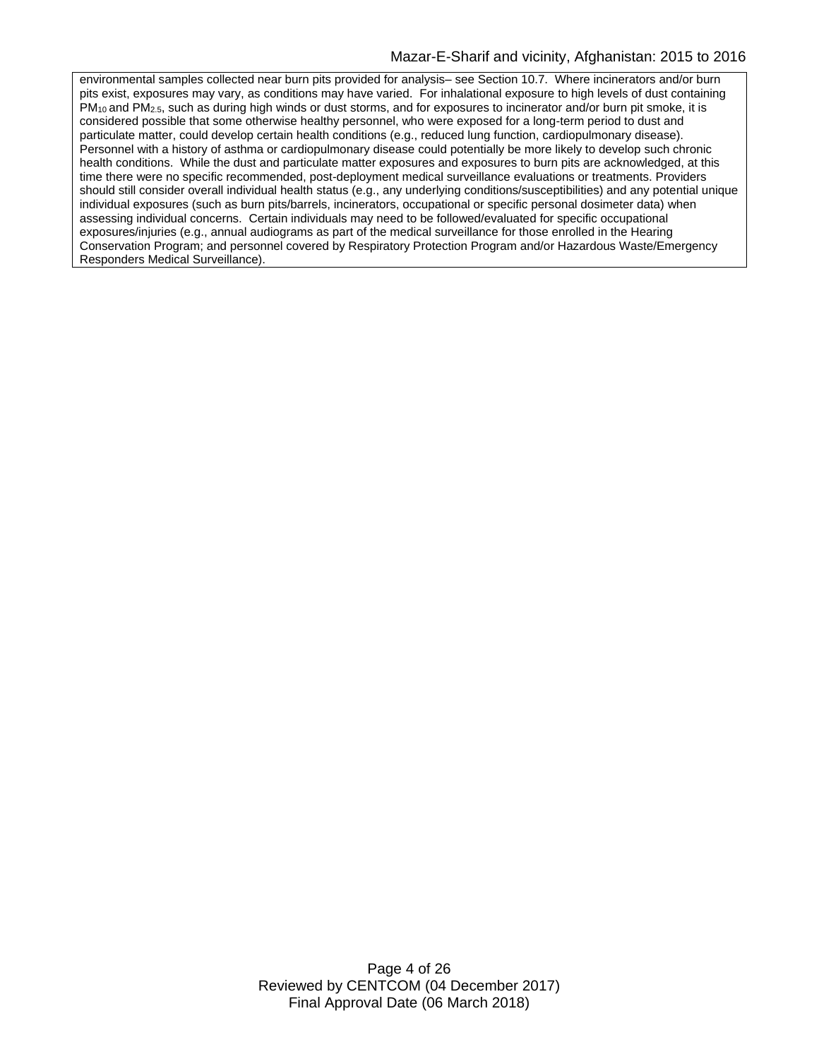environmental samples collected near burn pits provided for analysis– see Section 10.7. Where incinerators and/or burn pits exist, exposures may vary, as conditions may have varied. For inhalational exposure to high levels of dust containing $PM_{10}$ and $PM_{2.5}$, such as during high winds or dust storms, and for exposures to incinerator and/or burn pit smoke, it is considered possible that some otherwise healthy personnel, who were exposed for a long-term period to dust and particulate matter, could develop certain health conditions (e.g., reduced lung function, cardiopulmonary disease). Personnel with a history of asthma or cardiopulmonary disease could potentially be more likely to develop such chronic health conditions. While the dust and particulate matter exposures and exposures to burn pits are acknowledged, at this time there were no specific recommended, post-deployment medical surveillance evaluations or treatments. Providers should still consider overall individual health status (e.g., any underlying conditions/susceptibilities) and any potential unique individual exposures (such as burn pits/barrels, incinerators, occupational or specific personal dosimeter data) when assessing individual concerns. Certain individuals may need to be followed/evaluated for specific occupational exposures/injuries (e.g., annual audiograms as part of the medical surveillance for those enrolled in the Hearing Conservation Program; and personnel covered by Respiratory Protection Program and/or Hazardous Waste/Emergency Responders Medical Surveillance).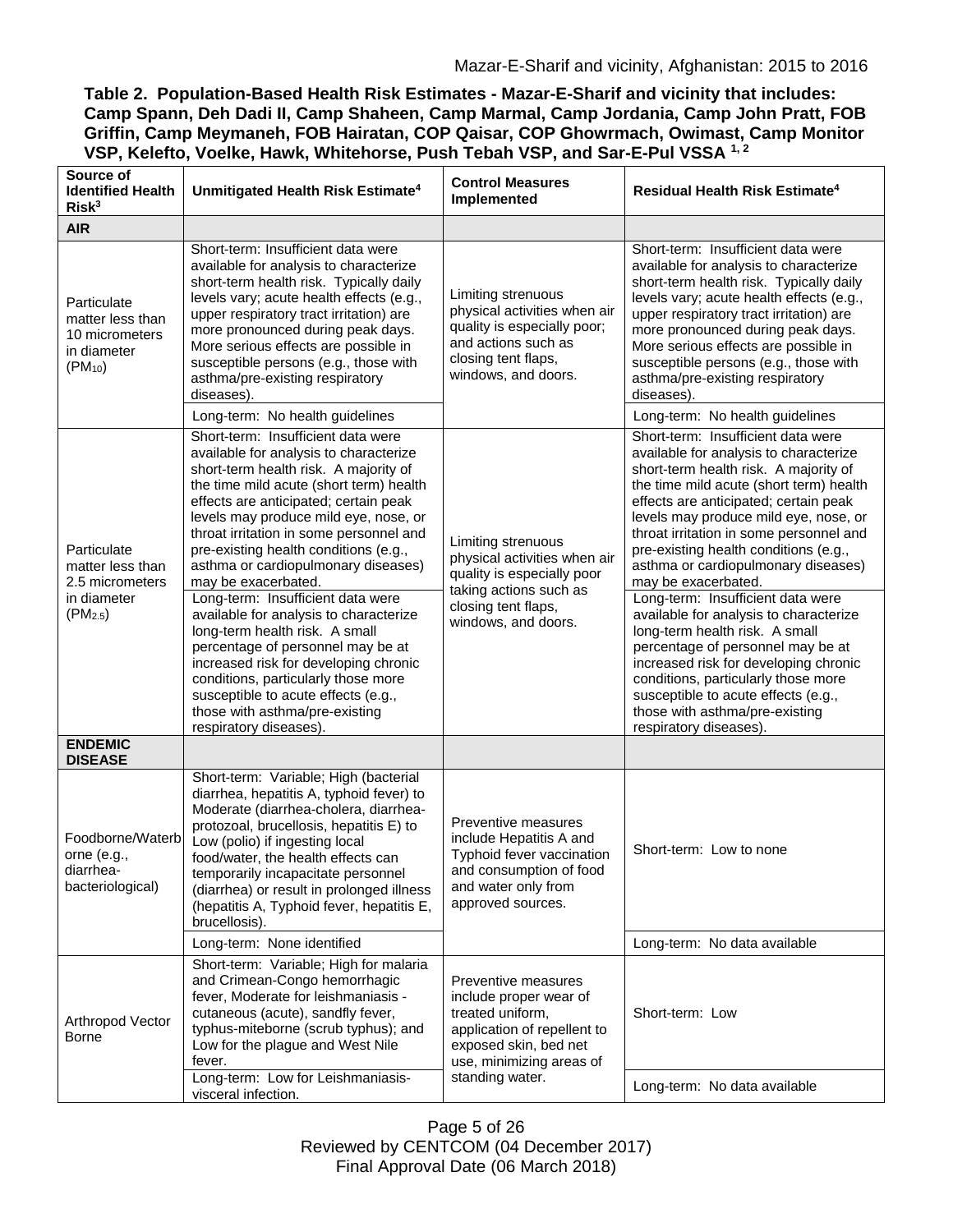**Table 2. Population-Based Health Risk Estimates - Mazar-E-Sharif and vicinity that includes: Camp Spann, Deh Dadi II, Camp Shaheen, Camp Marmal, Camp Jordania, Camp John Pratt, FOB Griffin, Camp Meymaneh, FOB Hairatan, COP Qaisar, COP Ghowrmach, Owimast, Camp Monitor VSP, Kelefto, Voelke, Hawk, Whitehorse, Push Tebah VSP, and Sar-E-Pul VSSA [1, 2]**

| Source of Identified Health Risk[3] | Unmitigated Health Risk Estimate[4] | Control Measures Implemented | Residual Health Risk Estimate[4] |
|---|---|---|---|
| **AIR** | | | |
| Particulate matter less than 10 micrometers in diameter ($PM_{10}$) | Short-term: Insufficient data were available for analysis to characterize short-term health risk. Typically daily levels vary; acute health effects (e.g., upper respiratory tract irritation) are more pronounced during peak days. More serious effects are possible in susceptible persons (e.g., those with asthma/pre-existing respiratory diseases). | Limiting strenuous physical activities when air quality is especially poor; and actions such as closing tent flaps, windows, and doors. | Short-term: Insufficient data were available for analysis to characterize short-term health risk. Typically daily levels vary; acute health effects (e.g., upper respiratory tract irritation) are more pronounced during peak days. More serious effects are possible in susceptible persons (e.g., those with asthma/pre-existing respiratory diseases). |
| | Long-term: No health guidelines | | Long-term: No health guidelines |
| Particulate matter less than 2.5 micrometers in diameter ($PM_{2.5}$) | Short-term: Insufficient data were available for analysis to characterize short-term health risk. A majority of the time mild acute (short term) health effects are anticipated; certain peak levels may produce mild eye, nose, or throat irritation in some personnel and pre-existing health conditions (e.g., asthma or cardiopulmonary diseases) may be exacerbated. | Limiting strenuous physical activities when air quality is especially poor taking actions such as closing tent flaps, windows, and doors. | Short-term: Insufficient data were available for analysis to characterize short-term health risk. A majority of the time mild acute (short term) health effects are anticipated; certain peak levels may produce mild eye, nose, or throat irritation in some personnel and pre-existing health conditions (e.g., asthma or cardiopulmonary diseases) may be exacerbated. |
| | Long-term: Insufficient data were available for analysis to characterize long-term health risk. A small percentage of personnel may be at increased risk for developing chronic conditions, particularly those more susceptible to acute effects (e.g., those with asthma/pre-existing respiratory diseases). | | Long-term: Insufficient data were available for analysis to characterize long-term health risk. A small percentage of personnel may be at increased risk for developing chronic conditions, particularly those more susceptible to acute effects (e.g., those with asthma/pre-existing respiratory diseases). |
| **ENDEMIC DISEASE** | | | |
| Foodborne/Waterborne (e.g., diarrhea-bacteriological) | Short-term: Variable; High (bacterial diarrhea, hepatitis A, typhoid fever) to Moderate (diarrhea-cholera, diarrhea-protozoal, brucellosis, hepatitis E) to Low (polio) if ingesting local food/water, the health effects can temporarily incapacitate personnel (diarrhea) or result in prolonged illness (hepatitis A, Typhoid fever, hepatitis E, brucellosis). | Preventive measures include Hepatitis A and Typhoid fever vaccination and consumption of food and water only from approved sources. | Short-term: Low to none |
| | Long-term: None identified | | Long-term: No data available |
| Arthropod Vector Borne | Short-term: Variable; High for malaria and Crimean-Congo hemorrhagic fever, Moderate for leishmaniasis - cutaneous (acute), sandfly fever, typhus-miteborne (scrub typhus); and Low for the plague and West Nile fever. | Preventive measures include proper wear of treated uniform, application of repellent to exposed skin, bed net use, minimizing areas of standing water. | Short-term: Low |
| | Long-term: Low for Leishmaniasis-visceral infection. | | Long-term: No data available |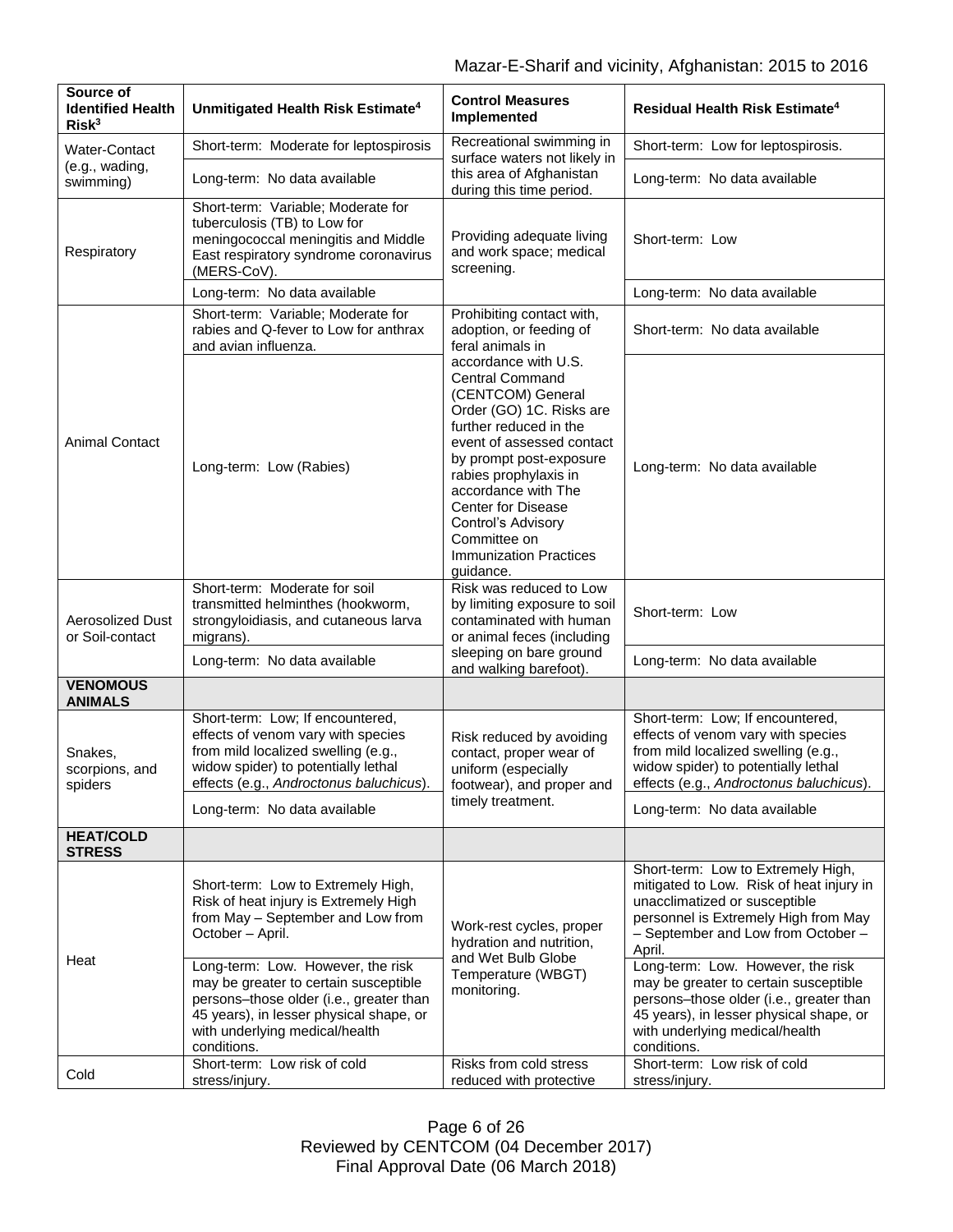| Source of Identified Health Risk[3] | Unmitigated Health Risk Estimate[4] | Control Measures Implemented | Residual Health Risk Estimate[4] |
|---|---|---|---|
| Water-Contact (e.g., wading, swimming) | Short-term: Moderate for leptospirosis | Recreational swimming in surface waters not likely in this area of Afghanistan during this time period. | Short-term: Low for leptospirosis. |
| | Long-term: No data available | | Long-term: No data available |
| Respiratory | Short-term: Variable; Moderate for tuberculosis (TB) to Low for meningococcal meningitis and Middle East respiratory syndrome coronavirus (MERS-CoV). | Providing adequate living and work space; medical screening. | Short-term: Low |
| | Long-term: No data available | | Long-term: No data available |
| Animal Contact | Short-term: Variable; Moderate for rabies and Q-fever to Low for anthrax and avian influenza. | Prohibiting contact with, adoption, or feeding of feral animals in accordance with U.S. Central Command (CENTCOM) General Order (GO) 1C. Risks are further reduced in the event of assessed contact by prompt post-exposure rabies prophylaxis in accordance with The Center for Disease Control's Advisory Committee on Immunization Practices guidance. | Short-term: No data available |
| | Long-term: Low (Rabies) | | Long-term: No data available |
| Aerosolized Dust or Soil-contact | Short-term: Moderate for soil transmitted helminthes (hookworm, strongyloidiasis, and cutaneous larva migrans). | Risk was reduced to Low by limiting exposure to soil contaminated with human or animal feces (including sleeping on bare ground and walking barefoot). | Short-term: Low |
| | Long-term: No data available | | Long-term: No data available |
| **VENOMOUS ANIMALS** | | | |
| Snakes, scorpions, and spiders | Short-term: Low; If encountered, effects of venom vary with species from mild localized swelling (e.g., widow spider) to potentially lethal effects (e.g., *Androctonus baluchicus*). | Risk reduced by avoiding contact, proper wear of uniform (especially footwear), and proper and timely treatment. | Short-term: Low; If encountered, effects of venom vary with species from mild localized swelling (e.g., widow spider) to potentially lethal effects (e.g., *Androctonus baluchicus*). |
| | Long-term: No data available | | Long-term: No data available |
| **HEAT/COLD STRESS** | | | |
| Heat | Short-term: Low to Extremely High, Risk of heat injury is Extremely High from May – September and Low from October – April. | Work-rest cycles, proper hydration and nutrition, and Wet Bulb Globe Temperature (WBGT) monitoring. | Short-term: Low to Extremely High, mitigated to Low. Risk of heat injury in unacclimatized or susceptible personnel is Extremely High from May – September and Low from October – April. |
| | Long-term: Low. However, the risk may be greater to certain susceptible persons–those older (i.e., greater than 45 years), in lesser physical shape, or with underlying medical/health conditions. | | Long-term: Low. However, the risk may be greater to certain susceptible persons–those older (i.e., greater than 45 years), in lesser physical shape, or with underlying medical/health conditions. |
| Cold | Short-term: Low risk of cold stress/injury. | Risks from cold stress reduced with protective | Short-term: Low risk of cold stress/injury. |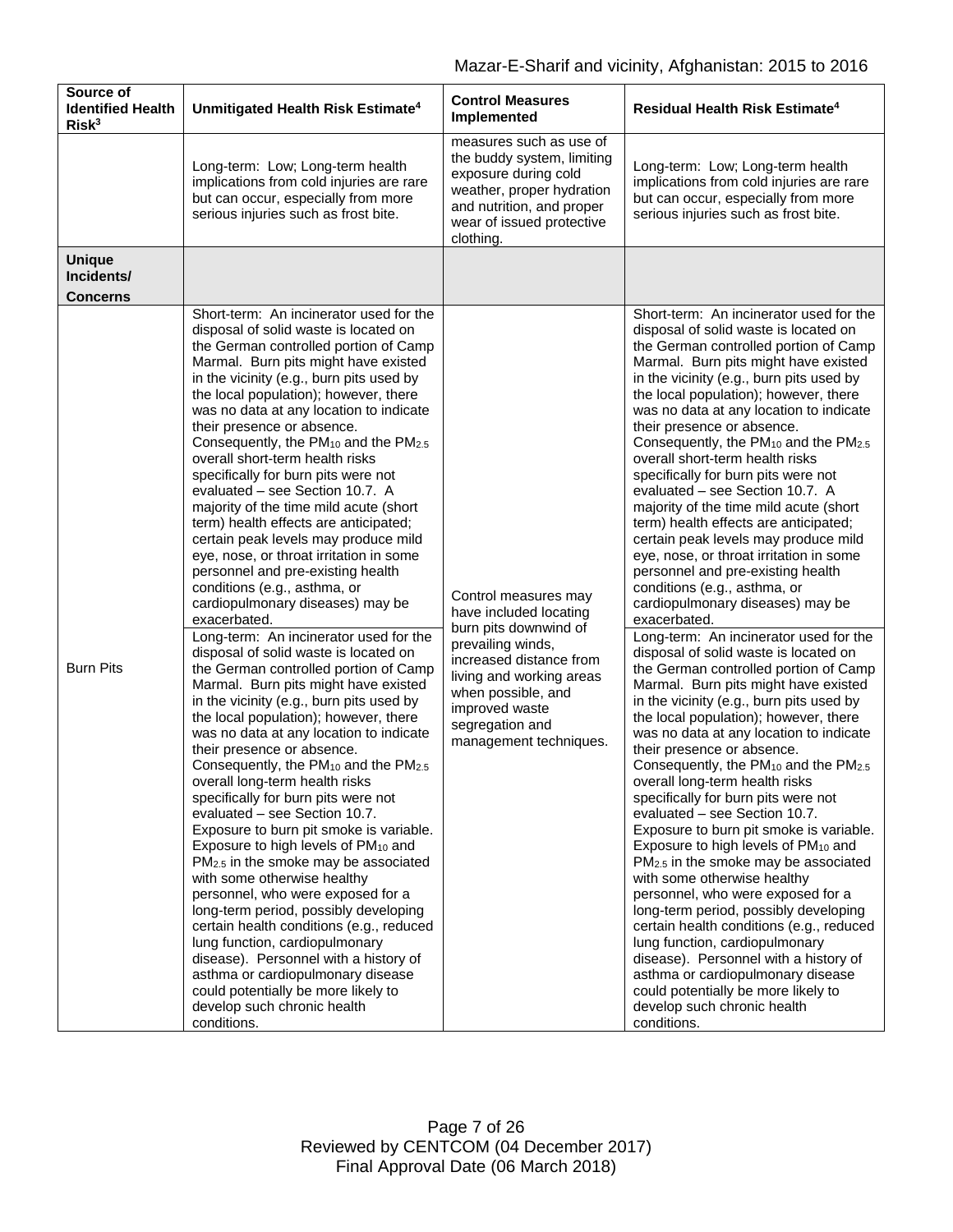| Source of Identified Health Risk[3] | Unmitigated Health Risk Estimate[4] | Control Measures Implemented | Residual Health Risk Estimate[4] |
|---|---|---|---|
| | Long-term: Low; Long-term health implications from cold injuries are rare but can occur, especially from more serious injuries such as frost bite. | measures such as use of the buddy system, limiting exposure during cold weather, proper hydration and nutrition, and proper wear of issued protective clothing. | Long-term: Low; Long-term health implications from cold injuries are rare but can occur, especially from more serious injuries such as frost bite. |
| **Unique Incidents/ Concerns** | | | |
| Burn Pits | Short-term: An incinerator used for the disposal of solid waste is located on the German controlled portion of Camp Marmal. Burn pits might have existed in the vicinity (e.g., burn pits used by the local population); however, there was no data at any location to indicate their presence or absence. Consequently, the $PM_{10}$ and the $PM_{2.5}$ overall short-term health risks specifically for burn pits were not evaluated – see Section 10.7. A majority of the time mild acute (short term) health effects are anticipated; certain peak levels may produce mild eye, nose, or throat irritation in some personnel and pre-existing health conditions (e.g., asthma, or cardiopulmonary diseases) may be exacerbated. | Control measures may have included locating burn pits downwind of prevailing winds, increased distance from living and working areas when possible, and improved waste segregation and management techniques. | Short-term: An incinerator used for the disposal of solid waste is located on the German controlled portion of Camp Marmal. Burn pits might have existed in the vicinity (e.g., burn pits used by the local population); however, there was no data at any location to indicate their presence or absence. Consequently, the $PM_{10}$ and the $PM_{2.5}$ overall short-term health risks specifically for burn pits were not evaluated – see Section 10.7. A majority of the time mild acute (short term) health effects are anticipated; certain peak levels may produce mild eye, nose, or throat irritation in some personnel and pre-existing health conditions (e.g., asthma, or cardiopulmonary diseases) may be exacerbated. |
| | Long-term: An incinerator used for the disposal of solid waste is located on the German controlled portion of Camp Marmal. Burn pits might have existed in the vicinity (e.g., burn pits used by the local population); however, there was no data at any location to indicate their presence or absence. Consequently, the $PM_{10}$ and the $PM_{2.5}$ overall long-term health risks specifically for burn pits were not evaluated – see Section 10.7. Exposure to burn pit smoke is variable. Exposure to high levels of $PM_{10}$ and $PM_{2.5}$ in the smoke may be associated with some otherwise healthy personnel, who were exposed for a long-term period, possibly developing certain health conditions (e.g., reduced lung function, cardiopulmonary disease). Personnel with a history of asthma or cardiopulmonary disease could potentially be more likely to develop such chronic health conditions. | | Long-term: An incinerator used for the disposal of solid waste is located on the German controlled portion of Camp Marmal. Burn pits might have existed in the vicinity (e.g., burn pits used by the local population); however, there was no data at any location to indicate their presence or absence. Consequently, the $PM_{10}$ and the $PM_{2.5}$ overall long-term health risks specifically for burn pits were not evaluated – see Section 10.7. Exposure to burn pit smoke is variable. Exposure to high levels of $PM_{10}$ and $PM_{2.5}$ in the smoke may be associated with some otherwise healthy personnel, who were exposed for a long-term period, possibly developing certain health conditions (e.g., reduced lung function, cardiopulmonary disease). Personnel with a history of asthma or cardiopulmonary disease could potentially be more likely to develop such chronic health conditions. |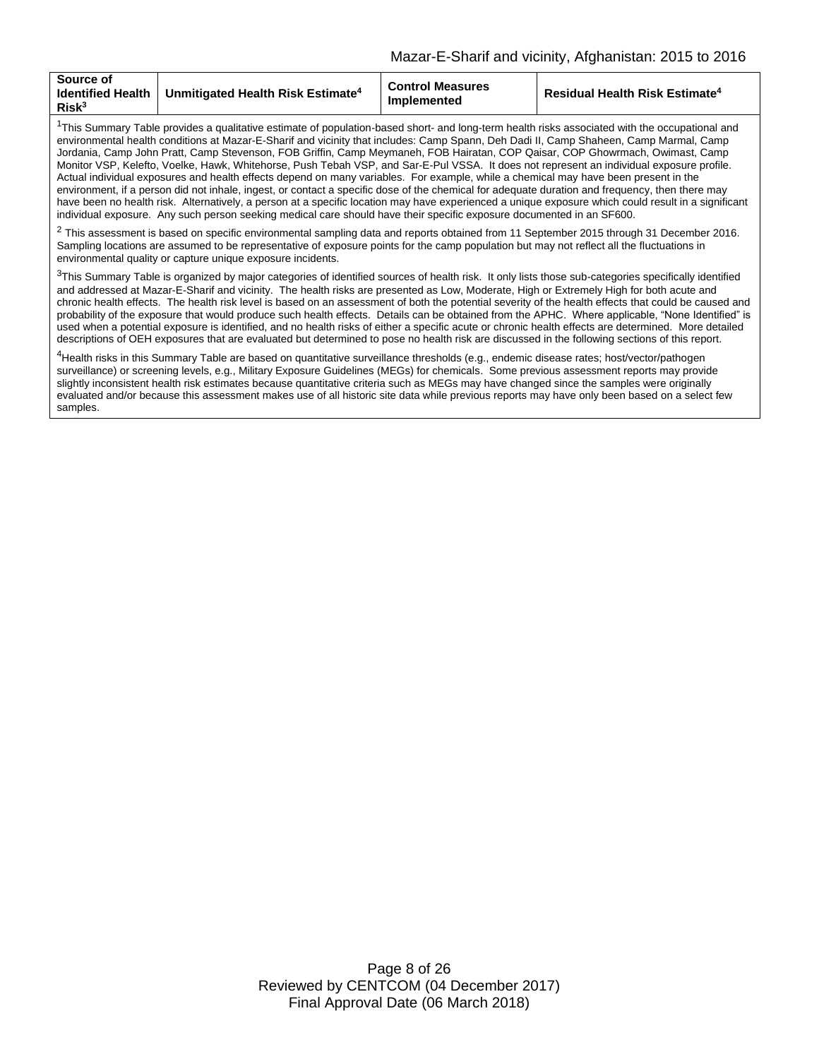| Source of Identified Health Risk[3] | Unmitigated Health Risk Estimate[4] | Control Measures Implemented | Residual Health Risk Estimate[4] |
|---|---|---|---|
| [1]This Summary Table provides a qualitative estimate of population-based short- and long-term health risks associated with the occupational and environmental health conditions at Mazar-E-Sharif and vicinity that includes: Camp Spann, Deh Dadi II, Camp Shaheen, Camp Marmal, Camp Jordania, Camp John Pratt, Camp Stevenson, FOB Griffin, Camp Meymaneh, FOB Hairatan, COP Qaisar, COP Ghowrmach, Owimast, Camp Monitor VSP, Kelefto, Voelke, Hawk, Whitehorse, Push Tebah VSP, and Sar-E-Pul VSSA. It does not represent an individual exposure profile. Actual individual exposures and health effects depend on many variables. For example, while a chemical may have been present in the environment, if a person did not inhale, ingest, or contact a specific dose of the chemical for adequate duration and frequency, then there may have been no health risk. Alternatively, a person at a specific location may have experienced a unique exposure which could result in a significant individual exposure. Any such person seeking medical care should have their specific exposure documented in an SF600. | | | |
| [2] This assessment is based on specific environmental sampling data and reports obtained from 11 September 2015 through 31 December 2016. Sampling locations are assumed to be representative of exposure points for the camp population but may not reflect all the fluctuations in environmental quality or capture unique exposure incidents. | | | |
| [3]This Summary Table is organized by major categories of identified sources of health risk. It only lists those sub-categories specifically identified and addressed at Mazar-E-Sharif and vicinity. The health risks are presented as Low, Moderate, High or Extremely High for both acute and chronic health effects. The health risk level is based on an assessment of both the potential severity of the health effects that could be caused and probability of the exposure that would produce such health effects. Details can be obtained from the APHC. Where applicable, "None Identified" is used when a potential exposure is identified, and no health risks of either a specific acute or chronic health effects are determined. More detailed descriptions of OEH exposures that are evaluated but determined to pose no health risk are discussed in the following sections of this report. | | | |
| [4]Health risks in this Summary Table are based on quantitative surveillance thresholds (e.g., endemic disease rates; host/vector/pathogen surveillance) or screening levels, e.g., Military Exposure Guidelines (MEGs) for chemicals. Some previous assessment reports may provide slightly inconsistent health risk estimates because quantitative criteria such as MEGs may have changed since the samples were originally evaluated and/or because this assessment makes use of all historic site data while previous reports may have only been based on a select few samples. | | | |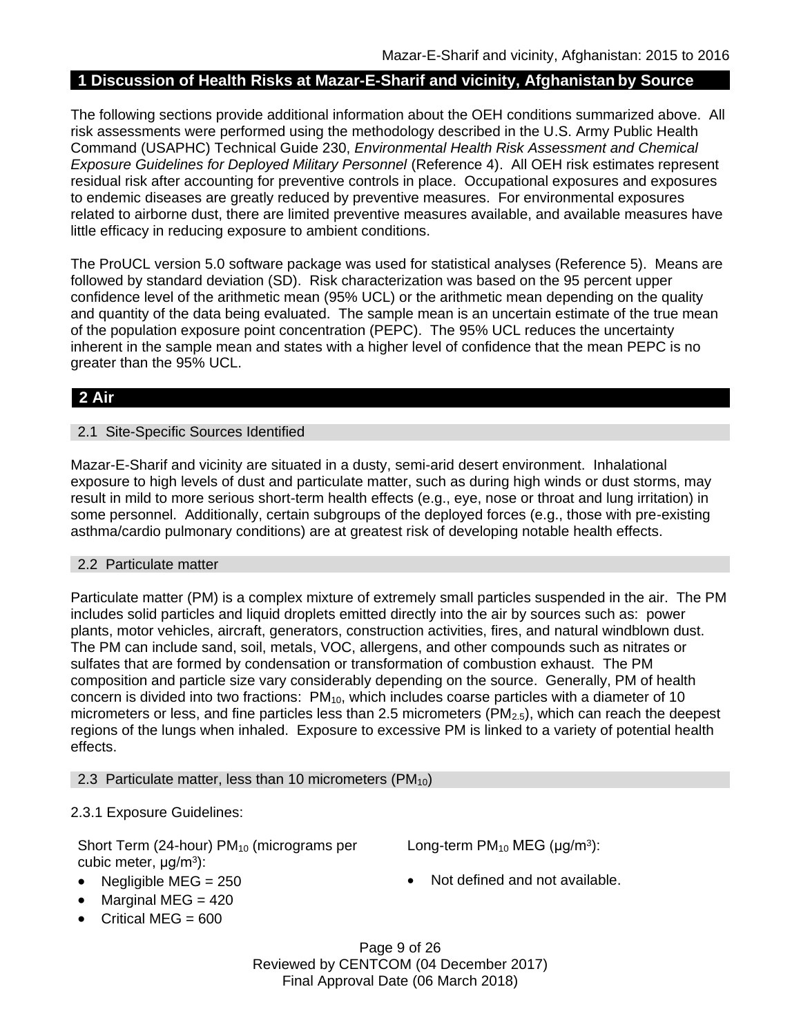## 1 Discussion of Health Risks at Mazar-E-Sharif and vicinity, Afghanistan by Source

The following sections provide additional information about the OEH conditions summarized above. All risk assessments were performed using the methodology described in the U.S. Army Public Health Command (USAPHC) Technical Guide 230, *Environmental Health Risk Assessment and Chemical Exposure Guidelines for Deployed Military Personnel* (Reference 4). All OEH risk estimates represent residual risk after accounting for preventive controls in place. Occupational exposures and exposures to endemic diseases are greatly reduced by preventive measures. For environmental exposures related to airborne dust, there are limited preventive measures available, and available measures have little efficacy in reducing exposure to ambient conditions.

The ProUCL version 5.0 software package was used for statistical analyses (Reference 5). Means are followed by standard deviation (SD). Risk characterization was based on the 95 percent upper confidence level of the arithmetic mean (95% UCL) or the arithmetic mean depending on the quality and quantity of the data being evaluated. The sample mean is an uncertain estimate of the true mean of the population exposure point concentration (PEPC). The 95% UCL reduces the uncertainty inherent in the sample mean and states with a higher level of confidence that the mean PEPC is no greater than the 95% UCL.

## 2 Air

### 2.1 Site-Specific Sources Identified

Mazar-E-Sharif and vicinity are situated in a dusty, semi-arid desert environment. Inhalational exposure to high levels of dust and particulate matter, such as during high winds or dust storms, may result in mild to more serious short-term health effects (e.g., eye, nose or throat and lung irritation) in some personnel. Additionally, certain subgroups of the deployed forces (e.g., those with pre-existing asthma/cardio pulmonary conditions) are at greatest risk of developing notable health effects.

### 2.2 Particulate matter

Particulate matter (PM) is a complex mixture of extremely small particles suspended in the air. The PM includes solid particles and liquid droplets emitted directly into the air by sources such as: power plants, motor vehicles, aircraft, generators, construction activities, fires, and natural windblown dust. The PM can include sand, soil, metals, VOC, allergens, and other compounds such as nitrates or sulfates that are formed by condensation or transformation of combustion exhaust. The PM composition and particle size vary considerably depending on the source. Generally, PM of health concern is divided into two fractions: $PM_{10}$, which includes coarse particles with a diameter of 10 micrometers or less, and fine particles less than 2.5 micrometers ($PM_{2.5}$), which can reach the deepest regions of the lungs when inhaled. Exposure to excessive PM is linked to a variety of potential health effects.

### 2.3 Particulate matter, less than 10 micrometers ($PM_{10}$)

2.3.1 Exposure Guidelines:

Short Term (24-hour) $PM_{10}$ (micrograms per cubic meter, $\mu g/m^3$):

- Negligible MEG = 250
- Marginal MEG = 420
- Critical MEG = 600

Long-term $PM_{10}$ MEG ($\mu g/m^3$):

- Not defined and not available.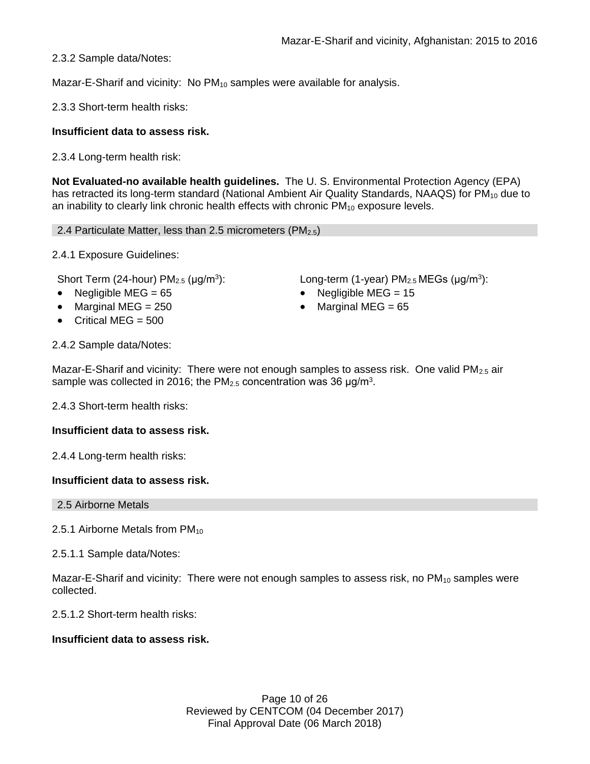2.3.2 Sample data/Notes:

Mazar-E-Sharif and vicinity: No $PM_{10}$ samples were available for analysis.

2.3.3 Short-term health risks:

**Insufficient data to assess risk.**

2.3.4 Long-term health risk:

**Not Evaluated-no available health guidelines.** The U. S. Environmental Protection Agency (EPA) has retracted its long-term standard (National Ambient Air Quality Standards, NAAQS) for $PM_{10}$ due to an inability to clearly link chronic health effects with chronic $PM_{10}$ exposure levels.

## 2.4 Particulate Matter, less than 2.5 micrometers ($PM_{2.5}$)

2.4.1 Exposure Guidelines:

Short Term (24-hour) $PM_{2.5}$ (μg/m$^3$):

- Negligible MEG = 65
- Marginal MEG = 250
- Critical MEG = 500

Long-term (1-year) $PM_{2.5}$ MEGs (μg/m$^3$):

- Negligible MEG = 15
- Marginal MEG = 65

2.4.2 Sample data/Notes:

Mazar-E-Sharif and vicinity: There were not enough samples to assess risk. One valid $PM_{2.5}$ air sample was collected in 2016; the $PM_{2.5}$ concentration was 36 μg/m$^3$.

2.4.3 Short-term health risks:

**Insufficient data to assess risk.**

2.4.4 Long-term health risks:

**Insufficient data to assess risk.**

## 2.5 Airborne Metals

2.5.1 Airborne Metals from $PM_{10}$

2.5.1.1 Sample data/Notes:

Mazar-E-Sharif and vicinity: There were not enough samples to assess risk, no $PM_{10}$ samples were collected.

2.5.1.2 Short-term health risks:

**Insufficient data to assess risk.**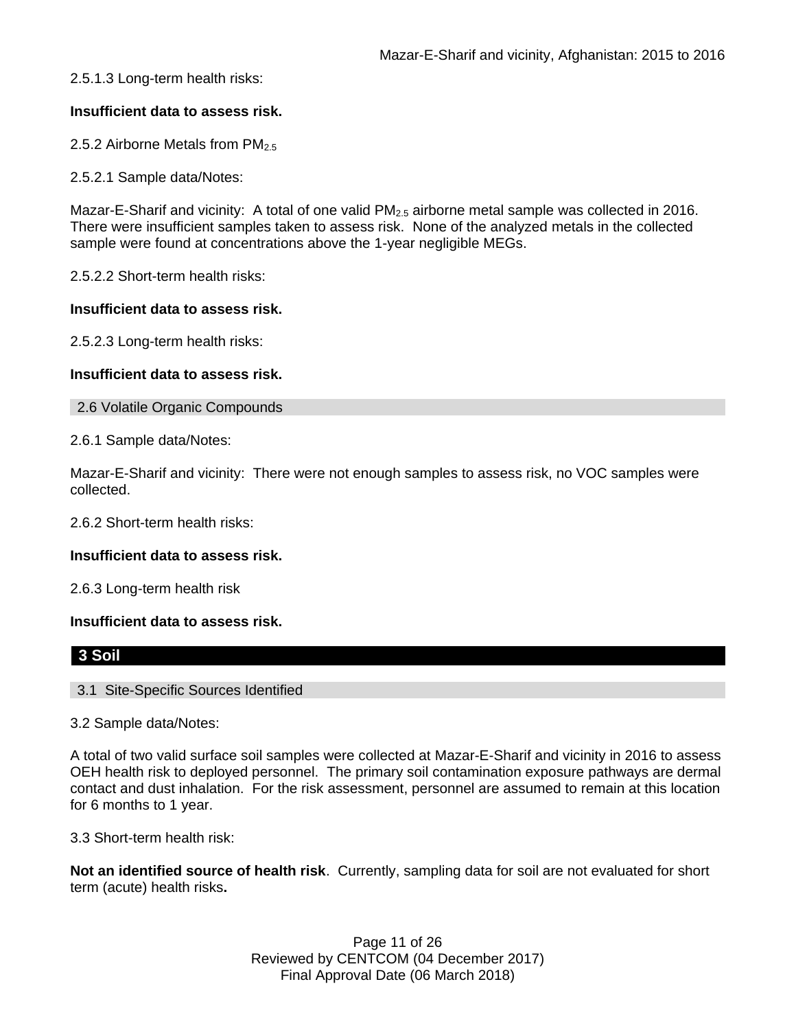2.5.1.3 Long-term health risks:

**Insufficient data to assess risk.**

2.5.2 Airborne Metals from $PM_{2.5}$

2.5.2.1 Sample data/Notes:

Mazar-E-Sharif and vicinity: A total of one valid $PM_{2.5}$ airborne metal sample was collected in 2016. There were insufficient samples taken to assess risk. None of the analyzed metals in the collected sample were found at concentrations above the 1-year negligible MEGs.

2.5.2.2 Short-term health risks:

**Insufficient data to assess risk.**

2.5.2.3 Long-term health risks:

**Insufficient data to assess risk.**

## 2.6 Volatile Organic Compounds

2.6.1 Sample data/Notes:

Mazar-E-Sharif and vicinity: There were not enough samples to assess risk, no VOC samples were collected.

2.6.2 Short-term health risks:

**Insufficient data to assess risk.**

2.6.3 Long-term health risk

**Insufficient data to assess risk.**

# 3 Soil

## 3.1 Site-Specific Sources Identified

3.2 Sample data/Notes:

A total of two valid surface soil samples were collected at Mazar-E-Sharif and vicinity in 2016 to assess OEH health risk to deployed personnel. The primary soil contamination exposure pathways are dermal contact and dust inhalation. For the risk assessment, personnel are assumed to remain at this location for 6 months to 1 year.

3.3 Short-term health risk:

**Not an identified source of health risk**. Currently, sampling data for soil are not evaluated for short term (acute) health risks**.**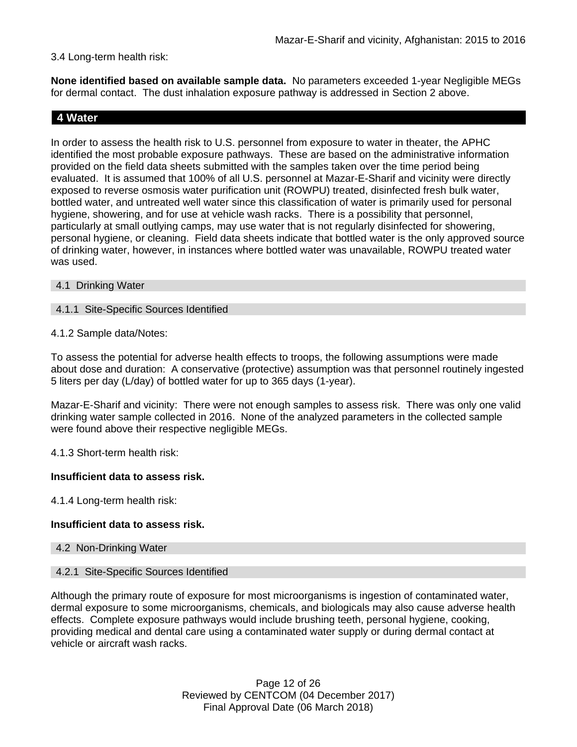3.4 Long-term health risk:

**None identified based on available sample data.** No parameters exceeded 1-year Negligible MEGs for dermal contact. The dust inhalation exposure pathway is addressed in Section 2 above.

## 4 Water

In order to assess the health risk to U.S. personnel from exposure to water in theater, the APHC identified the most probable exposure pathways. These are based on the administrative information provided on the field data sheets submitted with the samples taken over the time period being evaluated. It is assumed that 100% of all U.S. personnel at Mazar-E-Sharif and vicinity were directly exposed to reverse osmosis water purification unit (ROWPU) treated, disinfected fresh bulk water, bottled water, and untreated well water since this classification of water is primarily used for personal hygiene, showering, and for use at vehicle wash racks. There is a possibility that personnel, particularly at small outlying camps, may use water that is not regularly disinfected for showering, personal hygiene, or cleaning. Field data sheets indicate that bottled water is the only approved source of drinking water, however, in instances where bottled water was unavailable, ROWPU treated water was used.

### 4.1 Drinking Water

#### 4.1.1 Site-Specific Sources Identified

4.1.2 Sample data/Notes:

To assess the potential for adverse health effects to troops, the following assumptions were made about dose and duration: A conservative (protective) assumption was that personnel routinely ingested 5 liters per day (L/day) of bottled water for up to 365 days (1-year).

Mazar-E-Sharif and vicinity: There were not enough samples to assess risk. There was only one valid drinking water sample collected in 2016. None of the analyzed parameters in the collected sample were found above their respective negligible MEGs.

4.1.3 Short-term health risk:

**Insufficient data to assess risk.**

4.1.4 Long-term health risk:

**Insufficient data to assess risk.**

### 4.2 Non-Drinking Water

#### 4.2.1 Site-Specific Sources Identified

Although the primary route of exposure for most microorganisms is ingestion of contaminated water, dermal exposure to some microorganisms, chemicals, and biologicals may also cause adverse health effects. Complete exposure pathways would include brushing teeth, personal hygiene, cooking, providing medical and dental care using a contaminated water supply or during dermal contact at vehicle or aircraft wash racks.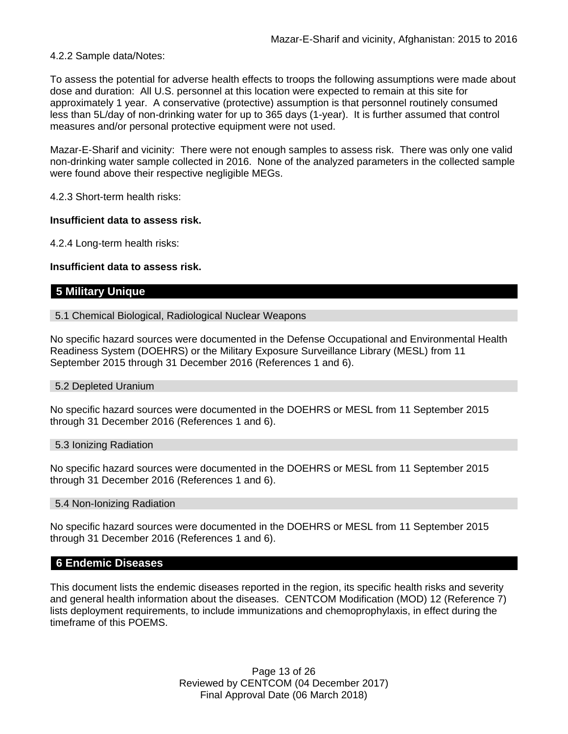4.2.2 Sample data/Notes:

To assess the potential for adverse health effects to troops the following assumptions were made about dose and duration: All U.S. personnel at this location were expected to remain at this site for approximately 1 year. A conservative (protective) assumption is that personnel routinely consumed less than 5L/day of non-drinking water for up to 365 days (1-year). It is further assumed that control measures and/or personal protective equipment were not used.

Mazar-E-Sharif and vicinity: There were not enough samples to assess risk. There was only one valid non-drinking water sample collected in 2016. None of the analyzed parameters in the collected sample were found above their respective negligible MEGs.

4.2.3 Short-term health risks:

**Insufficient data to assess risk.**

4.2.4 Long-term health risks:

**Insufficient data to assess risk.**

## 5 Military Unique

### 5.1 Chemical Biological, Radiological Nuclear Weapons

No specific hazard sources were documented in the Defense Occupational and Environmental Health Readiness System (DOEHRS) or the Military Exposure Surveillance Library (MESL) from 11 September 2015 through 31 December 2016 (References 1 and 6).

### 5.2 Depleted Uranium

No specific hazard sources were documented in the DOEHRS or MESL from 11 September 2015 through 31 December 2016 (References 1 and 6).

### 5.3 Ionizing Radiation

No specific hazard sources were documented in the DOEHRS or MESL from 11 September 2015 through 31 December 2016 (References 1 and 6).

### 5.4 Non-Ionizing Radiation

No specific hazard sources were documented in the DOEHRS or MESL from 11 September 2015 through 31 December 2016 (References 1 and 6).

## 6 Endemic Diseases

This document lists the endemic diseases reported in the region, its specific health risks and severity and general health information about the diseases. CENTCOM Modification (MOD) 12 (Reference 7) lists deployment requirements, to include immunizations and chemoprophylaxis, in effect during the timeframe of this POEMS.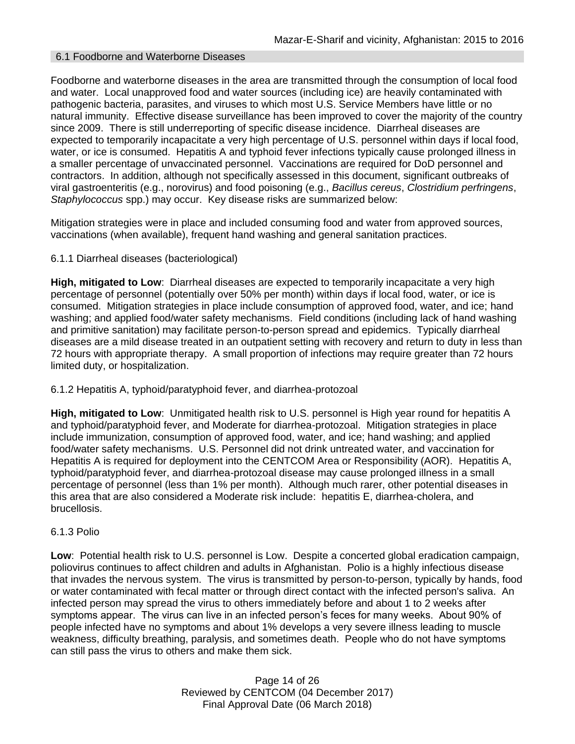## 6.1 Foodborne and Waterborne Diseases

Foodborne and waterborne diseases in the area are transmitted through the consumption of local food and water. Local unapproved food and water sources (including ice) are heavily contaminated with pathogenic bacteria, parasites, and viruses to which most U.S. Service Members have little or no natural immunity. Effective disease surveillance has been improved to cover the majority of the country since 2009. There is still underreporting of specific disease incidence. Diarrheal diseases are expected to temporarily incapacitate a very high percentage of U.S. personnel within days if local food, water, or ice is consumed. Hepatitis A and typhoid fever infections typically cause prolonged illness in a smaller percentage of unvaccinated personnel. Vaccinations are required for DoD personnel and contractors. In addition, although not specifically assessed in this document, significant outbreaks of viral gastroenteritis (e.g., norovirus) and food poisoning (e.g., *Bacillus cereus*, *Clostridium perfringens*, *Staphylococcus* spp.) may occur. Key disease risks are summarized below:

Mitigation strategies were in place and included consuming food and water from approved sources, vaccinations (when available), frequent hand washing and general sanitation practices.

### 6.1.1 Diarrheal diseases (bacteriological)

**High, mitigated to Low**: Diarrheal diseases are expected to temporarily incapacitate a very high percentage of personnel (potentially over 50% per month) within days if local food, water, or ice is consumed. Mitigation strategies in place include consumption of approved food, water, and ice; hand washing; and applied food/water safety mechanisms. Field conditions (including lack of hand washing and primitive sanitation) may facilitate person-to-person spread and epidemics. Typically diarrheal diseases are a mild disease treated in an outpatient setting with recovery and return to duty in less than 72 hours with appropriate therapy. A small proportion of infections may require greater than 72 hours limited duty, or hospitalization.

### 6.1.2 Hepatitis A, typhoid/paratyphoid fever, and diarrhea-protozoal

**High, mitigated to Low**: Unmitigated health risk to U.S. personnel is High year round for hepatitis A and typhoid/paratyphoid fever, and Moderate for diarrhea-protozoal. Mitigation strategies in place include immunization, consumption of approved food, water, and ice; hand washing; and applied food/water safety mechanisms. U.S. Personnel did not drink untreated water, and vaccination for Hepatitis A is required for deployment into the CENTCOM Area or Responsibility (AOR). Hepatitis A, typhoid/paratyphoid fever, and diarrhea-protozoal disease may cause prolonged illness in a small percentage of personnel (less than 1% per month). Although much rarer, other potential diseases in this area that are also considered a Moderate risk include: hepatitis E, diarrhea-cholera, and brucellosis.

### 6.1.3 Polio

**Low**: Potential health risk to U.S. personnel is Low. Despite a concerted global eradication campaign, poliovirus continues to affect children and adults in Afghanistan. Polio is a highly infectious disease that invades the nervous system. The virus is transmitted by person-to-person, typically by hands, food or water contaminated with fecal matter or through direct contact with the infected person's saliva. An infected person may spread the virus to others immediately before and about 1 to 2 weeks after symptoms appear. The virus can live in an infected person's feces for many weeks. About 90% of people infected have no symptoms and about 1% develops a very severe illness leading to muscle weakness, difficulty breathing, paralysis, and sometimes death. People who do not have symptoms can still pass the virus to others and make them sick.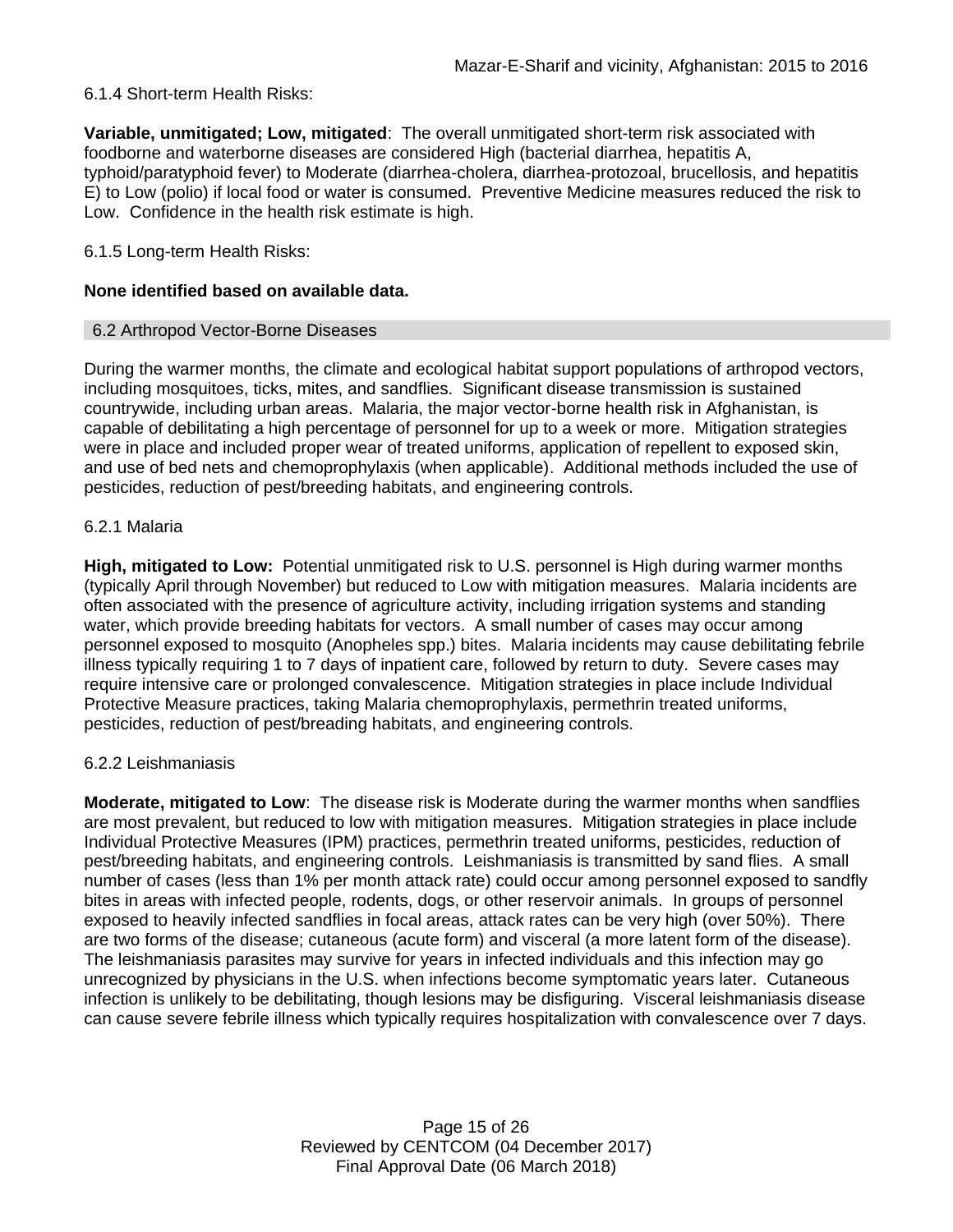6.1.4 Short-term Health Risks:

**Variable, unmitigated; Low, mitigated**: The overall unmitigated short-term risk associated with foodborne and waterborne diseases are considered High (bacterial diarrhea, hepatitis A, typhoid/paratyphoid fever) to Moderate (diarrhea-cholera, diarrhea-protozoal, brucellosis, and hepatitis E) to Low (polio) if local food or water is consumed. Preventive Medicine measures reduced the risk to Low. Confidence in the health risk estimate is high.

6.1.5 Long-term Health Risks:

**None identified based on available data.**

## 6.2 Arthropod Vector-Borne Diseases

During the warmer months, the climate and ecological habitat support populations of arthropod vectors, including mosquitoes, ticks, mites, and sandflies. Significant disease transmission is sustained countrywide, including urban areas. Malaria, the major vector-borne health risk in Afghanistan, is capable of debilitating a high percentage of personnel for up to a week or more. Mitigation strategies were in place and included proper wear of treated uniforms, application of repellent to exposed skin, and use of bed nets and chemoprophylaxis (when applicable). Additional methods included the use of pesticides, reduction of pest/breeding habitats, and engineering controls.

6.2.1 Malaria

**High, mitigated to Low:** Potential unmitigated risk to U.S. personnel is High during warmer months (typically April through November) but reduced to Low with mitigation measures. Malaria incidents are often associated with the presence of agriculture activity, including irrigation systems and standing water, which provide breeding habitats for vectors. A small number of cases may occur among personnel exposed to mosquito (Anopheles spp.) bites. Malaria incidents may cause debilitating febrile illness typically requiring 1 to 7 days of inpatient care, followed by return to duty. Severe cases may require intensive care or prolonged convalescence. Mitigation strategies in place include Individual Protective Measure practices, taking Malaria chemoprophylaxis, permethrin treated uniforms, pesticides, reduction of pest/breading habitats, and engineering controls.

6.2.2 Leishmaniasis

**Moderate, mitigated to Low**: The disease risk is Moderate during the warmer months when sandflies are most prevalent, but reduced to low with mitigation measures. Mitigation strategies in place include Individual Protective Measures (IPM) practices, permethrin treated uniforms, pesticides, reduction of pest/breeding habitats, and engineering controls. Leishmaniasis is transmitted by sand flies. A small number of cases (less than 1% per month attack rate) could occur among personnel exposed to sandfly bites in areas with infected people, rodents, dogs, or other reservoir animals. In groups of personnel exposed to heavily infected sandflies in focal areas, attack rates can be very high (over 50%). There are two forms of the disease; cutaneous (acute form) and visceral (a more latent form of the disease). The leishmaniasis parasites may survive for years in infected individuals and this infection may go unrecognized by physicians in the U.S. when infections become symptomatic years later. Cutaneous infection is unlikely to be debilitating, though lesions may be disfiguring. Visceral leishmaniasis disease can cause severe febrile illness which typically requires hospitalization with convalescence over 7 days.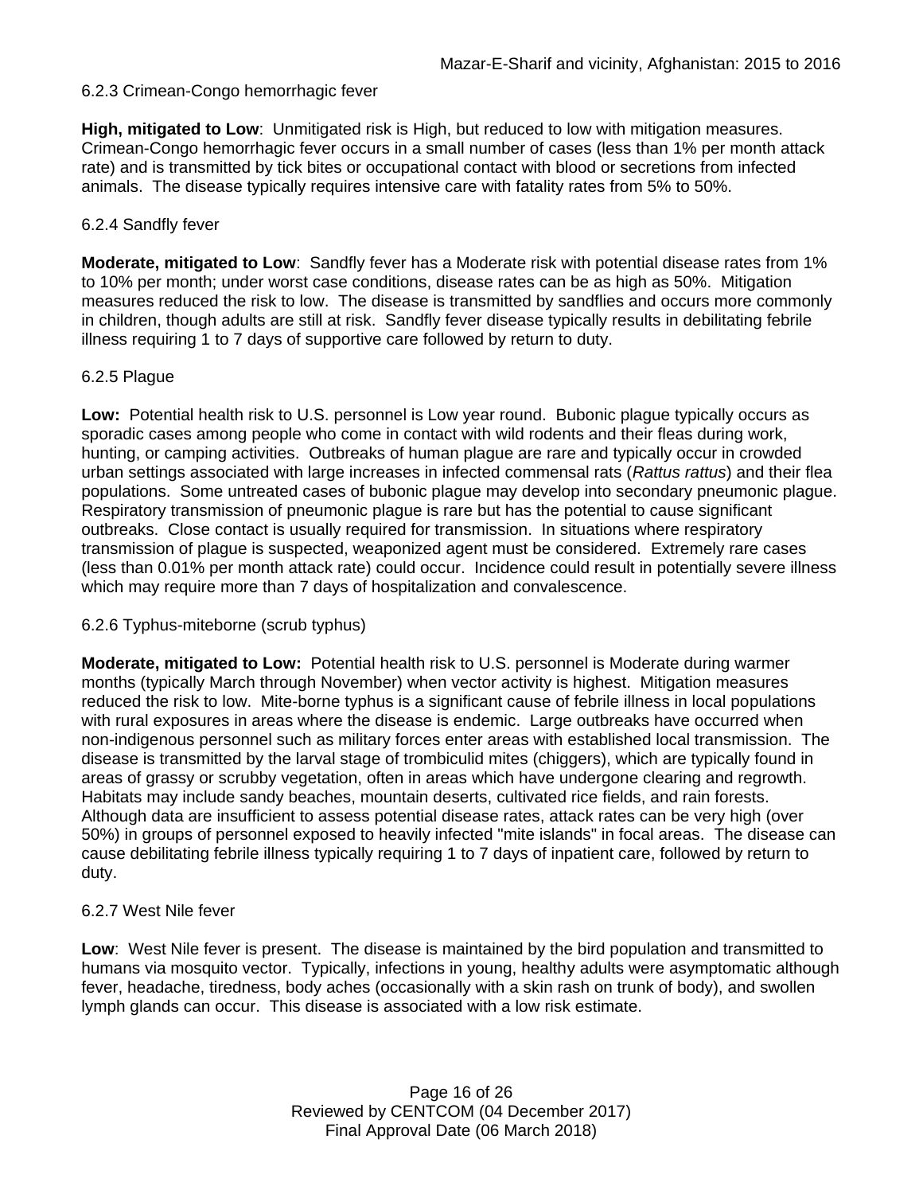#### 6.2.3 Crimean-Congo hemorrhagic fever

**High, mitigated to Low**: Unmitigated risk is High, but reduced to low with mitigation measures. Crimean-Congo hemorrhagic fever occurs in a small number of cases (less than 1% per month attack rate) and is transmitted by tick bites or occupational contact with blood or secretions from infected animals. The disease typically requires intensive care with fatality rates from 5% to 50%.

#### 6.2.4 Sandfly fever

**Moderate, mitigated to Low**: Sandfly fever has a Moderate risk with potential disease rates from 1% to 10% per month; under worst case conditions, disease rates can be as high as 50%. Mitigation measures reduced the risk to low. The disease is transmitted by sandflies and occurs more commonly in children, though adults are still at risk. Sandfly fever disease typically results in debilitating febrile illness requiring 1 to 7 days of supportive care followed by return to duty.

#### 6.2.5 Plague

**Low:** Potential health risk to U.S. personnel is Low year round. Bubonic plague typically occurs as sporadic cases among people who come in contact with wild rodents and their fleas during work, hunting, or camping activities. Outbreaks of human plague are rare and typically occur in crowded urban settings associated with large increases in infected commensal rats (*Rattus rattus*) and their flea populations. Some untreated cases of bubonic plague may develop into secondary pneumonic plague. Respiratory transmission of pneumonic plague is rare but has the potential to cause significant outbreaks. Close contact is usually required for transmission. In situations where respiratory transmission of plague is suspected, weaponized agent must be considered. Extremely rare cases (less than 0.01% per month attack rate) could occur. Incidence could result in potentially severe illness which may require more than 7 days of hospitalization and convalescence.

#### 6.2.6 Typhus-miteborne (scrub typhus)

**Moderate, mitigated to Low:** Potential health risk to U.S. personnel is Moderate during warmer months (typically March through November) when vector activity is highest. Mitigation measures reduced the risk to low. Mite-borne typhus is a significant cause of febrile illness in local populations with rural exposures in areas where the disease is endemic. Large outbreaks have occurred when non-indigenous personnel such as military forces enter areas with established local transmission. The disease is transmitted by the larval stage of trombiculid mites (chiggers), which are typically found in areas of grassy or scrubby vegetation, often in areas which have undergone clearing and regrowth. Habitats may include sandy beaches, mountain deserts, cultivated rice fields, and rain forests. Although data are insufficient to assess potential disease rates, attack rates can be very high (over 50%) in groups of personnel exposed to heavily infected "mite islands" in focal areas. The disease can cause debilitating febrile illness typically requiring 1 to 7 days of inpatient care, followed by return to duty.

#### 6.2.7 West Nile fever

**Low**: West Nile fever is present. The disease is maintained by the bird population and transmitted to humans via mosquito vector. Typically, infections in young, healthy adults were asymptomatic although fever, headache, tiredness, body aches (occasionally with a skin rash on trunk of body), and swollen lymph glands can occur. This disease is associated with a low risk estimate.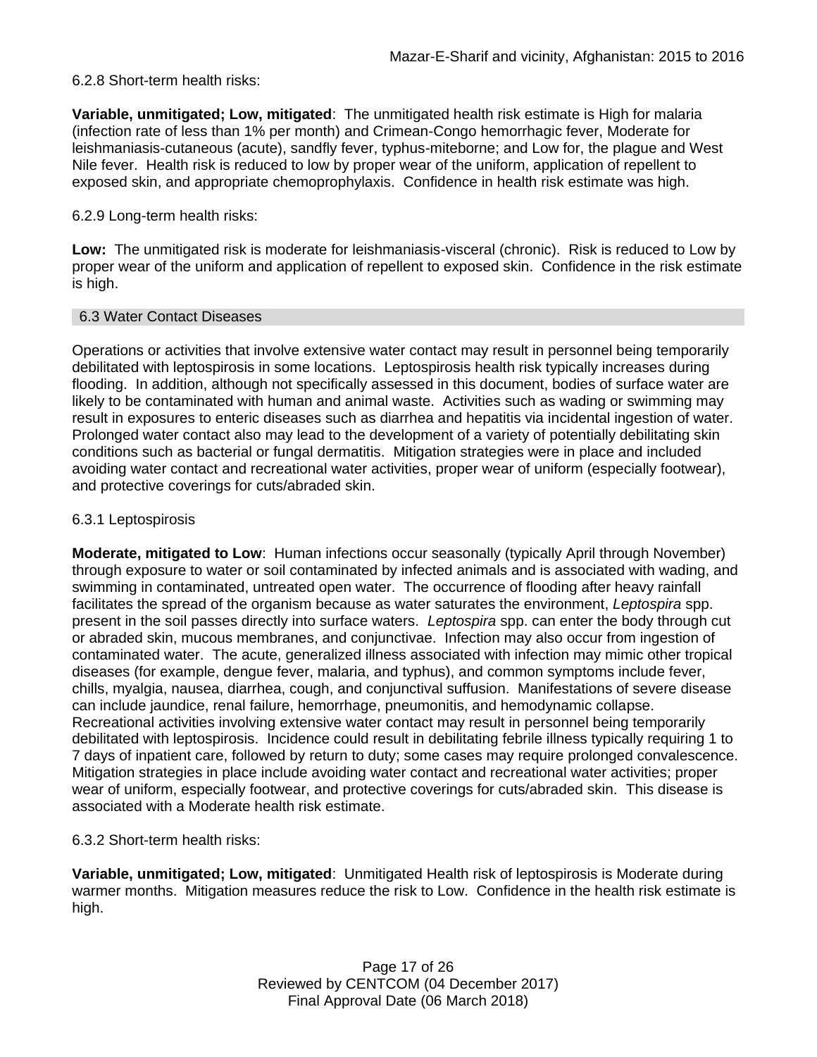6.2.8 Short-term health risks:

**Variable, unmitigated; Low, mitigated**: The unmitigated health risk estimate is High for malaria (infection rate of less than 1% per month) and Crimean-Congo hemorrhagic fever, Moderate for leishmaniasis-cutaneous (acute), sandfly fever, typhus-miteborne; and Low for, the plague and West Nile fever. Health risk is reduced to low by proper wear of the uniform, application of repellent to exposed skin, and appropriate chemoprophylaxis. Confidence in health risk estimate was high.

6.2.9 Long-term health risks:

**Low:** The unmitigated risk is moderate for leishmaniasis-visceral (chronic). Risk is reduced to Low by proper wear of the uniform and application of repellent to exposed skin. Confidence in the risk estimate is high.

## 6.3 Water Contact Diseases

Operations or activities that involve extensive water contact may result in personnel being temporarily debilitated with leptospirosis in some locations. Leptospirosis health risk typically increases during flooding. In addition, although not specifically assessed in this document, bodies of surface water are likely to be contaminated with human and animal waste. Activities such as wading or swimming may result in exposures to enteric diseases such as diarrhea and hepatitis via incidental ingestion of water. Prolonged water contact also may lead to the development of a variety of potentially debilitating skin conditions such as bacterial or fungal dermatitis. Mitigation strategies were in place and included avoiding water contact and recreational water activities, proper wear of uniform (especially footwear), and protective coverings for cuts/abraded skin.

6.3.1 Leptospirosis

**Moderate, mitigated to Low**: Human infections occur seasonally (typically April through November) through exposure to water or soil contaminated by infected animals and is associated with wading, and swimming in contaminated, untreated open water. The occurrence of flooding after heavy rainfall facilitates the spread of the organism because as water saturates the environment, *Leptospira* spp. present in the soil passes directly into surface waters. *Leptospira* spp. can enter the body through cut or abraded skin, mucous membranes, and conjunctivae. Infection may also occur from ingestion of contaminated water. The acute, generalized illness associated with infection may mimic other tropical diseases (for example, dengue fever, malaria, and typhus), and common symptoms include fever, chills, myalgia, nausea, diarrhea, cough, and conjunctival suffusion. Manifestations of severe disease can include jaundice, renal failure, hemorrhage, pneumonitis, and hemodynamic collapse. Recreational activities involving extensive water contact may result in personnel being temporarily debilitated with leptospirosis. Incidence could result in debilitating febrile illness typically requiring 1 to 7 days of inpatient care, followed by return to duty; some cases may require prolonged convalescence. Mitigation strategies in place include avoiding water contact and recreational water activities; proper wear of uniform, especially footwear, and protective coverings for cuts/abraded skin. This disease is associated with a Moderate health risk estimate.

6.3.2 Short-term health risks:

**Variable, unmitigated; Low, mitigated**: Unmitigated Health risk of leptospirosis is Moderate during warmer months. Mitigation measures reduce the risk to Low. Confidence in the health risk estimate is high.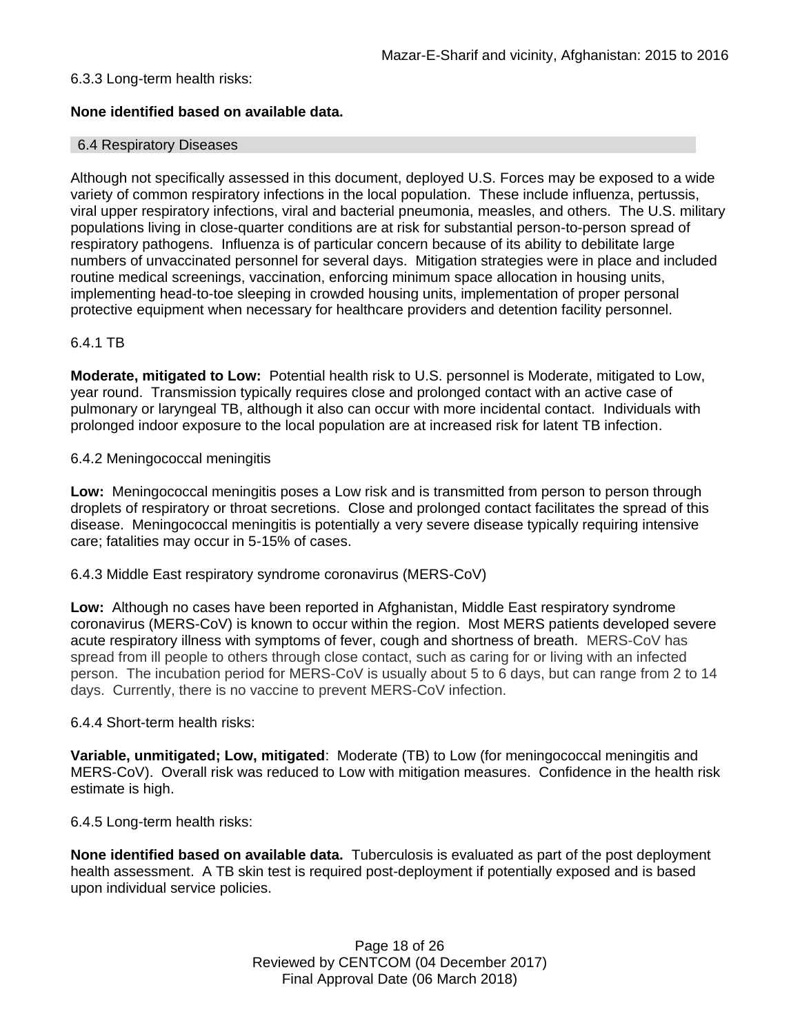6.3.3 Long-term health risks:

**None identified based on available data.**

## 6.4 Respiratory Diseases

Although not specifically assessed in this document, deployed U.S. Forces may be exposed to a wide variety of common respiratory infections in the local population. These include influenza, pertussis, viral upper respiratory infections, viral and bacterial pneumonia, measles, and others. The U.S. military populations living in close-quarter conditions are at risk for substantial person-to-person spread of respiratory pathogens. Influenza is of particular concern because of its ability to debilitate large numbers of unvaccinated personnel for several days. Mitigation strategies were in place and included routine medical screenings, vaccination, enforcing minimum space allocation in housing units, implementing head-to-toe sleeping in crowded housing units, implementation of proper personal protective equipment when necessary for healthcare providers and detention facility personnel.

6.4.1 TB

**Moderate, mitigated to Low:** Potential health risk to U.S. personnel is Moderate, mitigated to Low, year round. Transmission typically requires close and prolonged contact with an active case of pulmonary or laryngeal TB, although it also can occur with more incidental contact. Individuals with prolonged indoor exposure to the local population are at increased risk for latent TB infection.

6.4.2 Meningococcal meningitis

**Low:** Meningococcal meningitis poses a Low risk and is transmitted from person to person through droplets of respiratory or throat secretions. Close and prolonged contact facilitates the spread of this disease. Meningococcal meningitis is potentially a very severe disease typically requiring intensive care; fatalities may occur in 5-15% of cases.

6.4.3 Middle East respiratory syndrome coronavirus (MERS-CoV)

**Low:** Although no cases have been reported in Afghanistan, Middle East respiratory syndrome coronavirus (MERS-CoV) is known to occur within the region. Most MERS patients developed severe acute respiratory illness with symptoms of fever, cough and shortness of breath. MERS-CoV has spread from ill people to others through close contact, such as caring for or living with an infected person. The incubation period for MERS-CoV is usually about 5 to 6 days, but can range from 2 to 14 days. Currently, there is no vaccine to prevent MERS-CoV infection.

6.4.4 Short-term health risks:

**Variable, unmitigated; Low, mitigated**: Moderate (TB) to Low (for meningococcal meningitis and MERS-CoV). Overall risk was reduced to Low with mitigation measures. Confidence in the health risk estimate is high.

6.4.5 Long-term health risks:

**None identified based on available data.** Tuberculosis is evaluated as part of the post deployment health assessment. A TB skin test is required post-deployment if potentially exposed and is based upon individual service policies.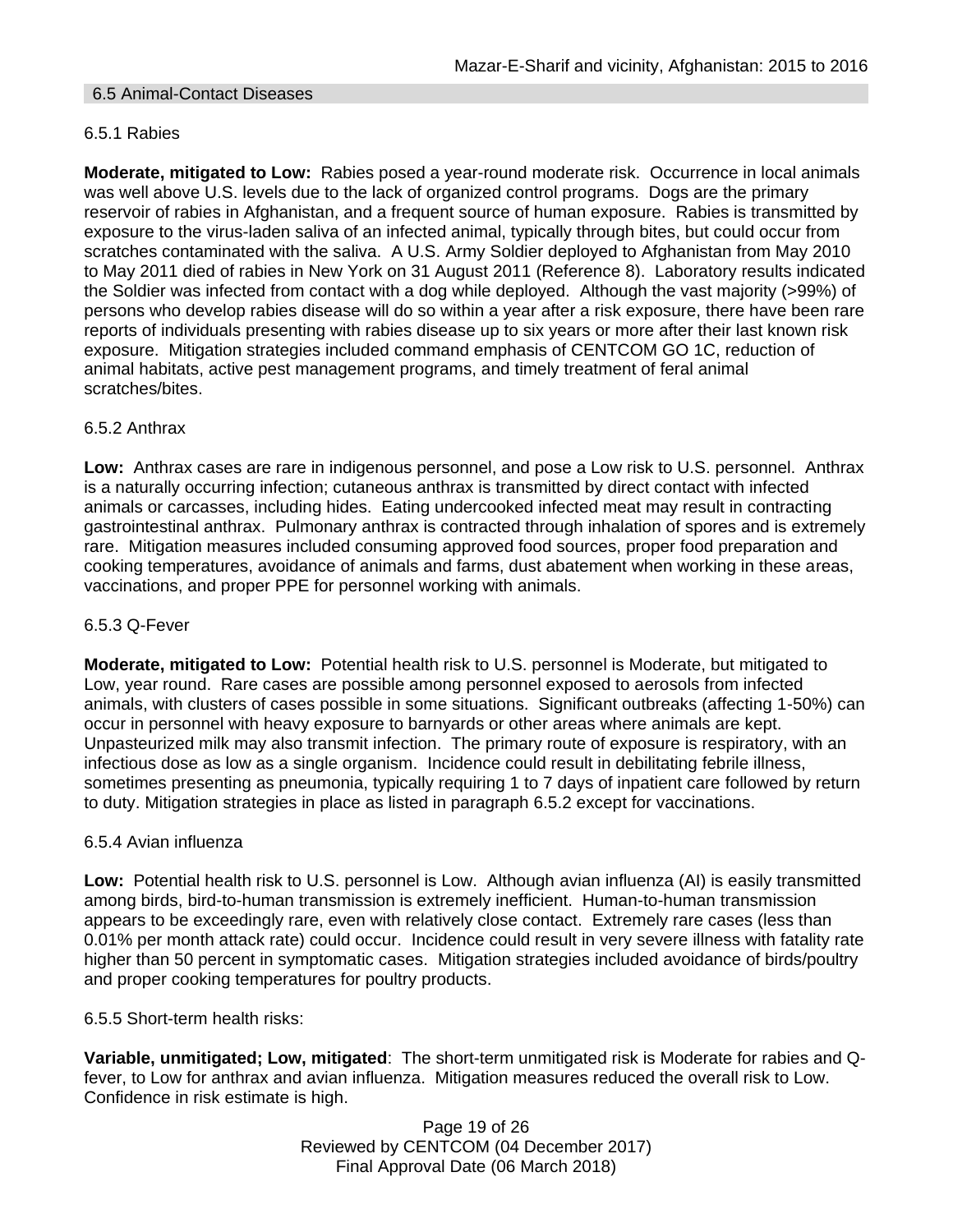## 6.5 Animal-Contact Diseases

### 6.5.1 Rabies

**Moderate, mitigated to Low:** Rabies posed a year-round moderate risk. Occurrence in local animals was well above U.S. levels due to the lack of organized control programs. Dogs are the primary reservoir of rabies in Afghanistan, and a frequent source of human exposure. Rabies is transmitted by exposure to the virus-laden saliva of an infected animal, typically through bites, but could occur from scratches contaminated with the saliva. A U.S. Army Soldier deployed to Afghanistan from May 2010 to May 2011 died of rabies in New York on 31 August 2011 (Reference 8). Laboratory results indicated the Soldier was infected from contact with a dog while deployed. Although the vast majority (>99%) of persons who develop rabies disease will do so within a year after a risk exposure, there have been rare reports of individuals presenting with rabies disease up to six years or more after their last known risk exposure. Mitigation strategies included command emphasis of CENTCOM GO 1C, reduction of animal habitats, active pest management programs, and timely treatment of feral animal scratches/bites.

### 6.5.2 Anthrax

**Low:** Anthrax cases are rare in indigenous personnel, and pose a Low risk to U.S. personnel. Anthrax is a naturally occurring infection; cutaneous anthrax is transmitted by direct contact with infected animals or carcasses, including hides. Eating undercooked infected meat may result in contracting gastrointestinal anthrax. Pulmonary anthrax is contracted through inhalation of spores and is extremely rare. Mitigation measures included consuming approved food sources, proper food preparation and cooking temperatures, avoidance of animals and farms, dust abatement when working in these areas, vaccinations, and proper PPE for personnel working with animals.

### 6.5.3 Q-Fever

**Moderate, mitigated to Low:** Potential health risk to U.S. personnel is Moderate, but mitigated to Low, year round. Rare cases are possible among personnel exposed to aerosols from infected animals, with clusters of cases possible in some situations. Significant outbreaks (affecting 1-50%) can occur in personnel with heavy exposure to barnyards or other areas where animals are kept. Unpasteurized milk may also transmit infection. The primary route of exposure is respiratory, with an infectious dose as low as a single organism. Incidence could result in debilitating febrile illness, sometimes presenting as pneumonia, typically requiring 1 to 7 days of inpatient care followed by return to duty. Mitigation strategies in place as listed in paragraph 6.5.2 except for vaccinations.

### 6.5.4 Avian influenza

**Low:** Potential health risk to U.S. personnel is Low. Although avian influenza (AI) is easily transmitted among birds, bird-to-human transmission is extremely inefficient. Human-to-human transmission appears to be exceedingly rare, even with relatively close contact. Extremely rare cases (less than 0.01% per month attack rate) could occur. Incidence could result in very severe illness with fatality rate higher than 50 percent in symptomatic cases. Mitigation strategies included avoidance of birds/poultry and proper cooking temperatures for poultry products.

### 6.5.5 Short-term health risks:

**Variable, unmitigated; Low, mitigated**: The short-term unmitigated risk is Moderate for rabies and Q-fever, to Low for anthrax and avian influenza. Mitigation measures reduced the overall risk to Low. Confidence in risk estimate is high.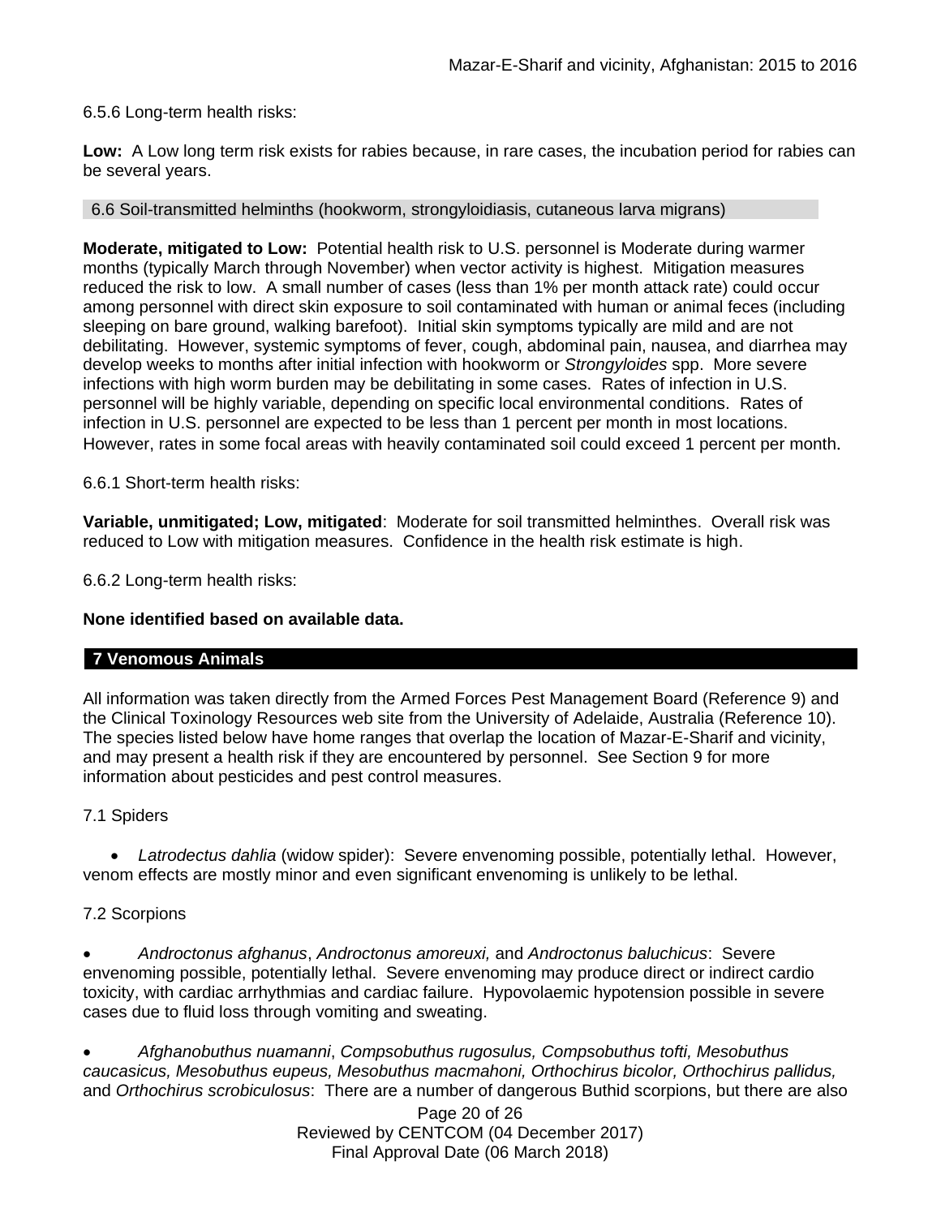6.5.6 Long-term health risks:

**Low:** A Low long term risk exists for rabies because, in rare cases, the incubation period for rabies can be several years.

### 6.6 Soil-transmitted helminths (hookworm, strongyloidiasis, cutaneous larva migrans)

**Moderate, mitigated to Low:** Potential health risk to U.S. personnel is Moderate during warmer months (typically March through November) when vector activity is highest. Mitigation measures reduced the risk to low. A small number of cases (less than 1% per month attack rate) could occur among personnel with direct skin exposure to soil contaminated with human or animal feces (including sleeping on bare ground, walking barefoot). Initial skin symptoms typically are mild and are not debilitating. However, systemic symptoms of fever, cough, abdominal pain, nausea, and diarrhea may develop weeks to months after initial infection with hookworm or *Strongyloides* spp. More severe infections with high worm burden may be debilitating in some cases. Rates of infection in U.S. personnel will be highly variable, depending on specific local environmental conditions. Rates of infection in U.S. personnel are expected to be less than 1 percent per month in most locations. However, rates in some focal areas with heavily contaminated soil could exceed 1 percent per month.

6.6.1 Short-term health risks:

**Variable, unmitigated; Low, mitigated**: Moderate for soil transmitted helminthes. Overall risk was reduced to Low with mitigation measures. Confidence in the health risk estimate is high.

6.6.2 Long-term health risks:

**None identified based on available data.**

## 7 Venomous Animals

All information was taken directly from the Armed Forces Pest Management Board (Reference 9) and the Clinical Toxinology Resources web site from the University of Adelaide, Australia (Reference 10). The species listed below have home ranges that overlap the location of Mazar-E-Sharif and vicinity, and may present a health risk if they are encountered by personnel. See Section 9 for more information about pesticides and pest control measures.

7.1 Spiders

- *Latrodectus dahlia* (widow spider): Severe envenoming possible, potentially lethal. However, venom effects are mostly minor and even significant envenoming is unlikely to be lethal.

7.2 Scorpions

- *Androctonus afghanus*, *Androctonus amoreuxi,* and *Androctonus baluchicus*: Severe envenoming possible, potentially lethal. Severe envenoming may produce direct or indirect cardio toxicity, with cardiac arrhythmias and cardiac failure. Hypovolaemic hypotension possible in severe cases due to fluid loss through vomiting and sweating.

- *Afghanobuthus nuamanni*, *Compsobuthus rugosulus, Compsobuthus tofti, Mesobuthus caucasicus, Mesobuthus eupeus, Mesobuthus macmahoni, Orthochirus bicolor, Orthochirus pallidus,* and *Orthochirus scrobiculosus*: There are a number of dangerous Buthid scorpions, but there are also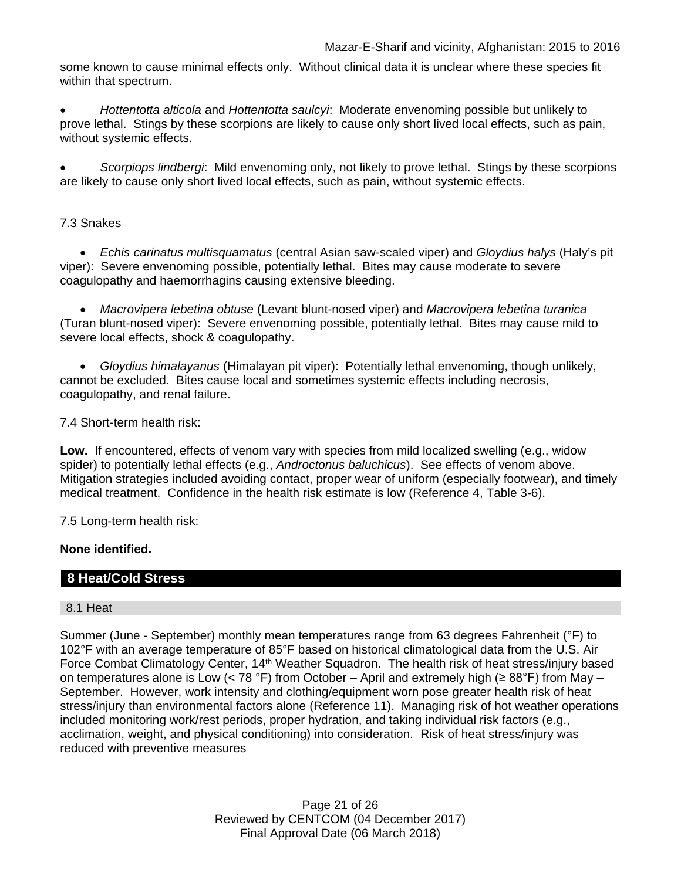some known to cause minimal effects only. Without clinical data it is unclear where these species fit within that spectrum.

- *Hottentotta alticola* and *Hottentotta saulcyi*: Moderate envenoming possible but unlikely to prove lethal. Stings by these scorpions are likely to cause only short lived local effects, such as pain, without systemic effects.

- *Scorpiops lindbergi*: Mild envenoming only, not likely to prove lethal. Stings by these scorpions are likely to cause only short lived local effects, such as pain, without systemic effects.

7.3 Snakes

- *Echis carinatus multisquamatus* (central Asian saw-scaled viper) and *Gloydius halys* (Haly's pit viper): Severe envenoming possible, potentially lethal. Bites may cause moderate to severe coagulopathy and haemorrhagins causing extensive bleeding.

- *Macrovipera lebetina obtuse* (Levant blunt-nosed viper) and *Macrovipera lebetina turanica* (Turan blunt-nosed viper): Severe envenoming possible, potentially lethal. Bites may cause mild to severe local effects, shock & coagulopathy.

- *Gloydius himalayanus* (Himalayan pit viper): Potentially lethal envenoming, though unlikely, cannot be excluded. Bites cause local and sometimes systemic effects including necrosis, coagulopathy, and renal failure.

7.4 Short-term health risk:

**Low.** If encountered, effects of venom vary with species from mild localized swelling (e.g., widow spider) to potentially lethal effects (e.g., *Androctonus baluchicus*). See effects of venom above. Mitigation strategies included avoiding contact, proper wear of uniform (especially footwear), and timely medical treatment. Confidence in the health risk estimate is low (Reference 4, Table 3-6).

7.5 Long-term health risk:

**None identified.**

## 8 Heat/Cold Stress

### 8.1 Heat

Summer (June - September) monthly mean temperatures range from 63 degrees Fahrenheit (°F) to 102°F with an average temperature of 85°F based on historical climatological data from the U.S. Air Force Combat Climatology Center, 14th Weather Squadron. The health risk of heat stress/injury based on temperatures alone is Low (< 78 °F) from October – April and extremely high (≥ 88°F) from May – September. However, work intensity and clothing/equipment worn pose greater health risk of heat stress/injury than environmental factors alone (Reference 11). Managing risk of hot weather operations included monitoring work/rest periods, proper hydration, and taking individual risk factors (e.g., acclimation, weight, and physical conditioning) into consideration. Risk of heat stress/injury was reduced with preventive measures

Reviewed by CENTCOM (04 December 2017)
Final Approval Date (06 March 2018)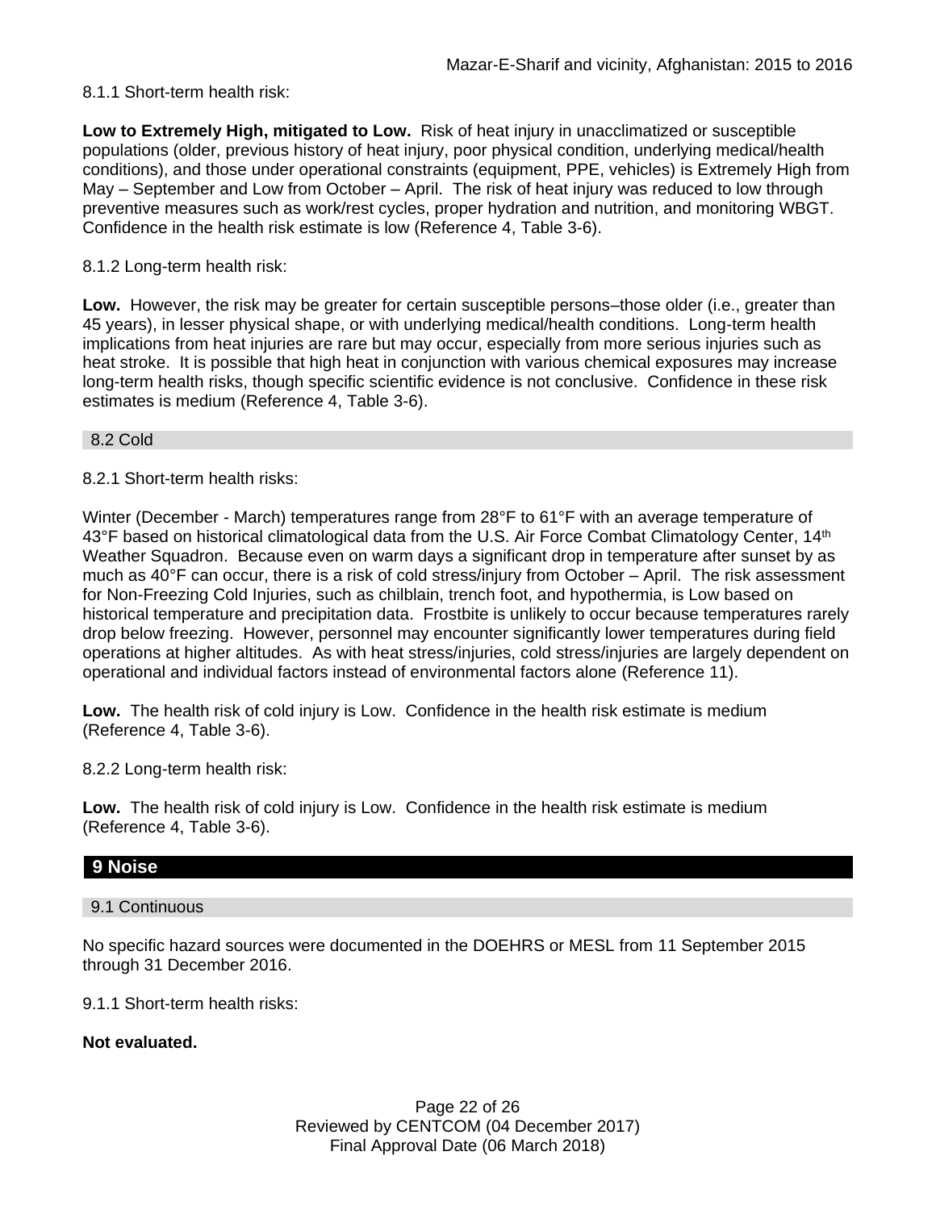8.1.1 Short-term health risk:

**Low to Extremely High, mitigated to Low.** Risk of heat injury in unacclimatized or susceptible populations (older, previous history of heat injury, poor physical condition, underlying medical/health conditions), and those under operational constraints (equipment, PPE, vehicles) is Extremely High from May – September and Low from October – April. The risk of heat injury was reduced to low through preventive measures such as work/rest cycles, proper hydration and nutrition, and monitoring WBGT. Confidence in the health risk estimate is low (Reference 4, Table 3-6).

8.1.2 Long-term health risk:

**Low.** However, the risk may be greater for certain susceptible persons–those older (i.e., greater than 45 years), in lesser physical shape, or with underlying medical/health conditions. Long-term health implications from heat injuries are rare but may occur, especially from more serious injuries such as heat stroke. It is possible that high heat in conjunction with various chemical exposures may increase long-term health risks, though specific scientific evidence is not conclusive. Confidence in these risk estimates is medium (Reference 4, Table 3-6).

### 8.2 Cold

8.2.1 Short-term health risks:

Winter (December - March) temperatures range from 28°F to 61°F with an average temperature of 43°F based on historical climatological data from the U.S. Air Force Combat Climatology Center, 14th Weather Squadron. Because even on warm days a significant drop in temperature after sunset by as much as 40°F can occur, there is a risk of cold stress/injury from October – April. The risk assessment for Non-Freezing Cold Injuries, such as chilblain, trench foot, and hypothermia, is Low based on historical temperature and precipitation data. Frostbite is unlikely to occur because temperatures rarely drop below freezing. However, personnel may encounter significantly lower temperatures during field operations at higher altitudes. As with heat stress/injuries, cold stress/injuries are largely dependent on operational and individual factors instead of environmental factors alone (Reference 11).

**Low.** The health risk of cold injury is Low. Confidence in the health risk estimate is medium (Reference 4, Table 3-6).

8.2.2 Long-term health risk:

**Low.** The health risk of cold injury is Low. Confidence in the health risk estimate is medium (Reference 4, Table 3-6).

## 9 Noise

### 9.1 Continuous

No specific hazard sources were documented in the DOEHRS or MESL from 11 September 2015 through 31 December 2016.

9.1.1 Short-term health risks:

**Not evaluated.**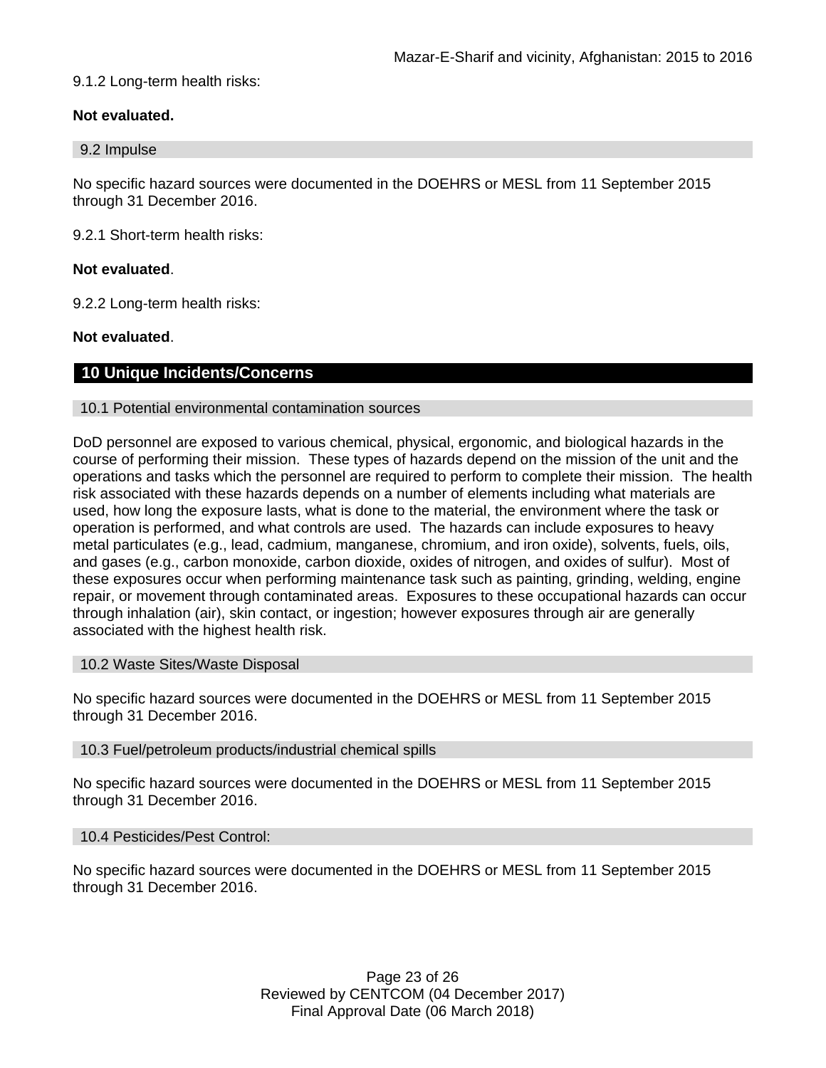9.1.2 Long-term health risks:

**Not evaluated.**

### 9.2 Impulse

No specific hazard sources were documented in the DOEHRS or MESL from 11 September 2015 through 31 December 2016.

9.2.1 Short-term health risks:

**Not evaluated**.

9.2.2 Long-term health risks:

**Not evaluated**.

## 10 Unique Incidents/Concerns

### 10.1 Potential environmental contamination sources

DoD personnel are exposed to various chemical, physical, ergonomic, and biological hazards in the course of performing their mission. These types of hazards depend on the mission of the unit and the operations and tasks which the personnel are required to perform to complete their mission. The health risk associated with these hazards depends on a number of elements including what materials are used, how long the exposure lasts, what is done to the material, the environment where the task or operation is performed, and what controls are used. The hazards can include exposures to heavy metal particulates (e.g., lead, cadmium, manganese, chromium, and iron oxide), solvents, fuels, oils, and gases (e.g., carbon monoxide, carbon dioxide, oxides of nitrogen, and oxides of sulfur). Most of these exposures occur when performing maintenance task such as painting, grinding, welding, engine repair, or movement through contaminated areas. Exposures to these occupational hazards can occur through inhalation (air), skin contact, or ingestion; however exposures through air are generally associated with the highest health risk.

### 10.2 Waste Sites/Waste Disposal

No specific hazard sources were documented in the DOEHRS or MESL from 11 September 2015 through 31 December 2016.

### 10.3 Fuel/petroleum products/industrial chemical spills

No specific hazard sources were documented in the DOEHRS or MESL from 11 September 2015 through 31 December 2016.

### 10.4 Pesticides/Pest Control:

No specific hazard sources were documented in the DOEHRS or MESL from 11 September 2015 through 31 December 2016.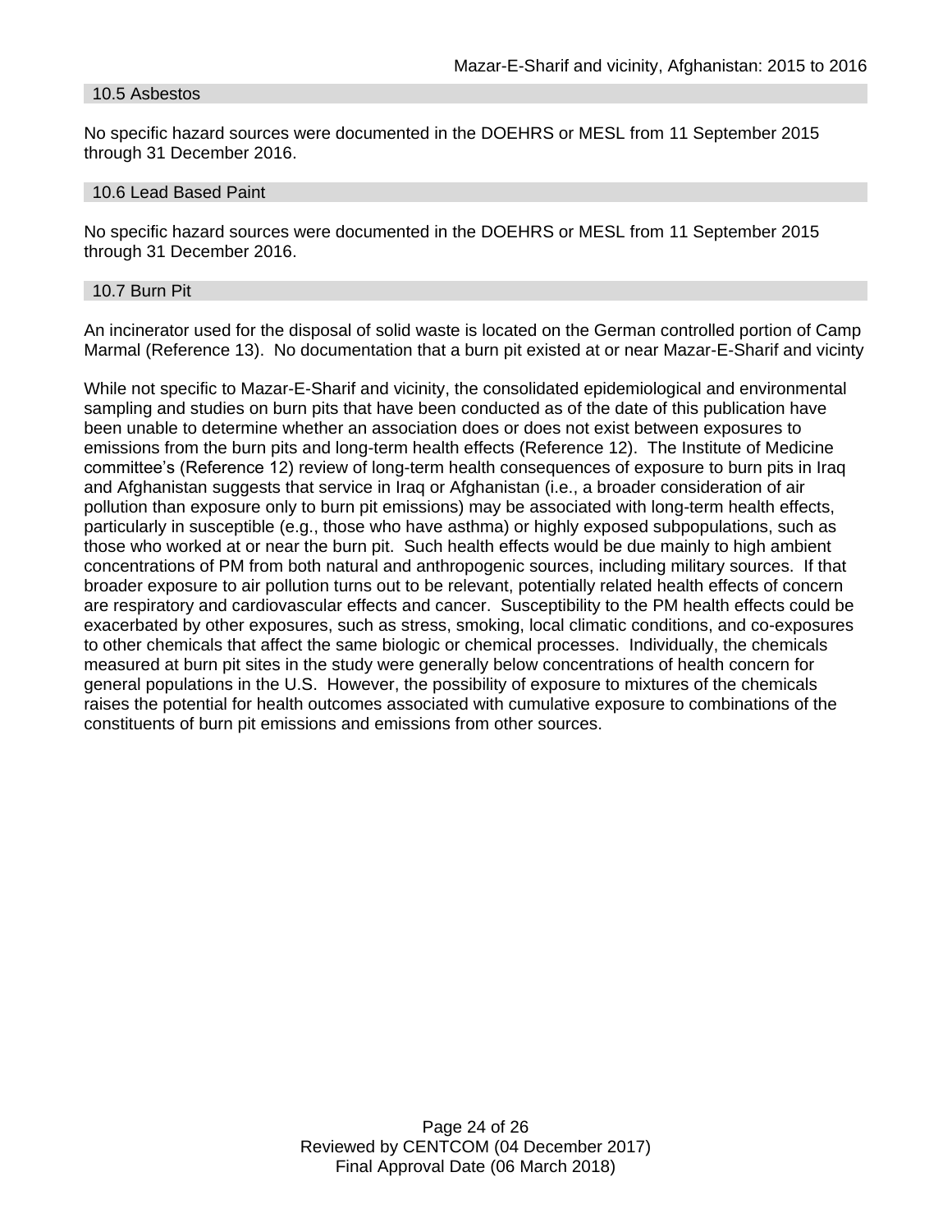### 10.5 Asbestos

No specific hazard sources were documented in the DOEHRS or MESL from 11 September 2015 through 31 December 2016.

### 10.6 Lead Based Paint

No specific hazard sources were documented in the DOEHRS or MESL from 11 September 2015 through 31 December 2016.

### 10.7 Burn Pit

An incinerator used for the disposal of solid waste is located on the German controlled portion of Camp Marmal (Reference 13). No documentation that a burn pit existed at or near Mazar-E-Sharif and vicinty

While not specific to Mazar-E-Sharif and vicinity, the consolidated epidemiological and environmental sampling and studies on burn pits that have been conducted as of the date of this publication have been unable to determine whether an association does or does not exist between exposures to emissions from the burn pits and long-term health effects (Reference 12). The Institute of Medicine committee's (Reference 12) review of long-term health consequences of exposure to burn pits in Iraq and Afghanistan suggests that service in Iraq or Afghanistan (i.e., a broader consideration of air pollution than exposure only to burn pit emissions) may be associated with long-term health effects, particularly in susceptible (e.g., those who have asthma) or highly exposed subpopulations, such as those who worked at or near the burn pit. Such health effects would be due mainly to high ambient concentrations of PM from both natural and anthropogenic sources, including military sources. If that broader exposure to air pollution turns out to be relevant, potentially related health effects of concern are respiratory and cardiovascular effects and cancer. Susceptibility to the PM health effects could be exacerbated by other exposures, such as stress, smoking, local climatic conditions, and co-exposures to other chemicals that affect the same biologic or chemical processes. Individually, the chemicals measured at burn pit sites in the study were generally below concentrations of health concern for general populations in the U.S. However, the possibility of exposure to mixtures of the chemicals raises the potential for health outcomes associated with cumulative exposure to combinations of the constituents of burn pit emissions and emissions from other sources.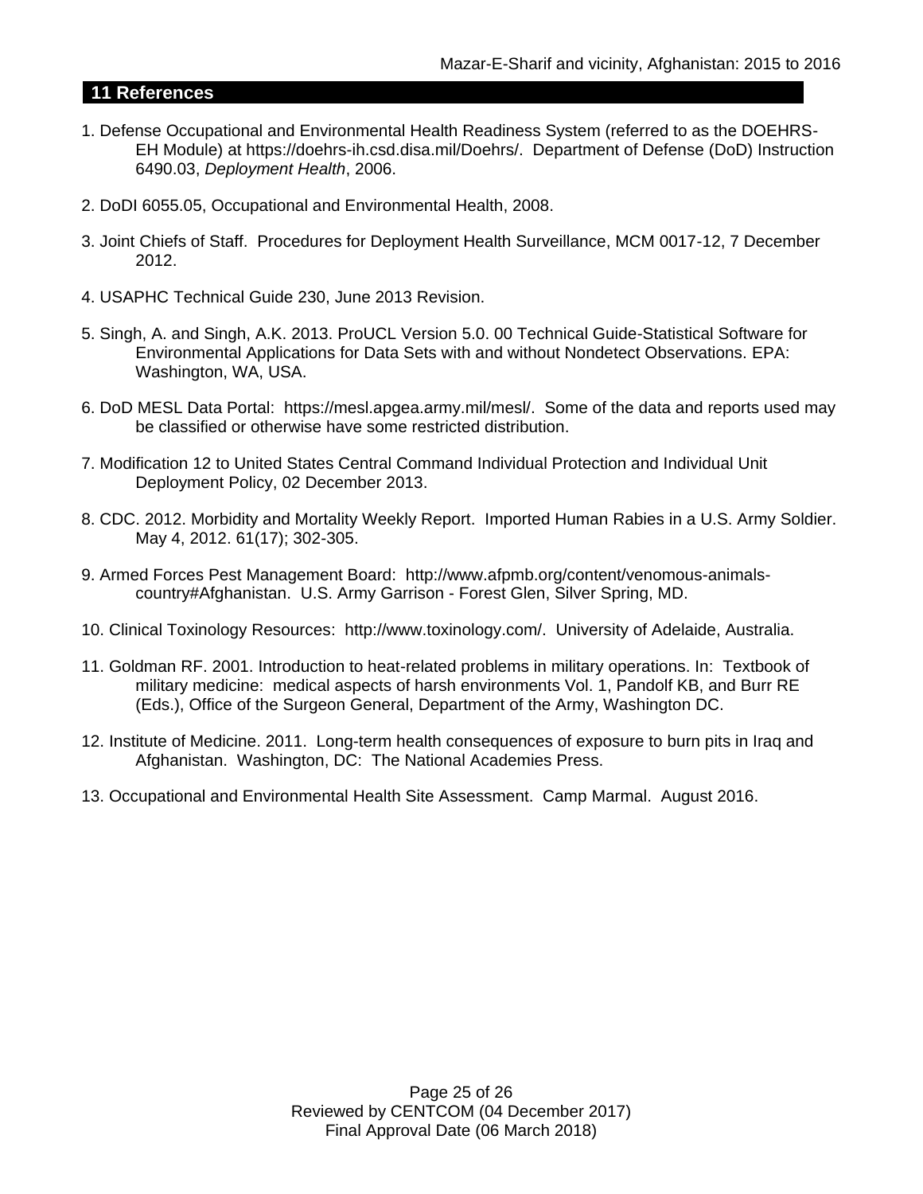## 11 References

1. Defense Occupational and Environmental Health Readiness System (referred to as the DOEHRS-EH Module) at https://doehrs-ih.csd.disa.mil/Doehrs/. Department of Defense (DoD) Instruction 6490.03, *Deployment Health*, 2006.

2. DoDI 6055.05, Occupational and Environmental Health, 2008.

3. Joint Chiefs of Staff. Procedures for Deployment Health Surveillance, MCM 0017-12, 7 December 2012.

4. USAPHC Technical Guide 230, June 2013 Revision.

5. Singh, A. and Singh, A.K. 2013. ProUCL Version 5.0. 00 Technical Guide-Statistical Software for Environmental Applications for Data Sets with and without Nondetect Observations. EPA: Washington, WA, USA.

6. DoD MESL Data Portal: https://mesl.apgea.army.mil/mesl/. Some of the data and reports used may be classified or otherwise have some restricted distribution.

7. Modification 12 to United States Central Command Individual Protection and Individual Unit Deployment Policy, 02 December 2013.

8. CDC. 2012. Morbidity and Mortality Weekly Report. Imported Human Rabies in a U.S. Army Soldier. May 4, 2012. 61(17); 302-305.

9. Armed Forces Pest Management Board: http://www.afpmb.org/content/venomous-animals-country#Afghanistan. U.S. Army Garrison - Forest Glen, Silver Spring, MD.

10. Clinical Toxinology Resources: http://www.toxinology.com/. University of Adelaide, Australia.

11. Goldman RF. 2001. Introduction to heat-related problems in military operations. In: Textbook of military medicine: medical aspects of harsh environments Vol. 1, Pandolf KB, and Burr RE (Eds.), Office of the Surgeon General, Department of the Army, Washington DC.

12. Institute of Medicine. 2011. Long-term health consequences of exposure to burn pits in Iraq and Afghanistan. Washington, DC: The National Academies Press.

13. Occupational and Environmental Health Site Assessment. Camp Marmal. August 2016.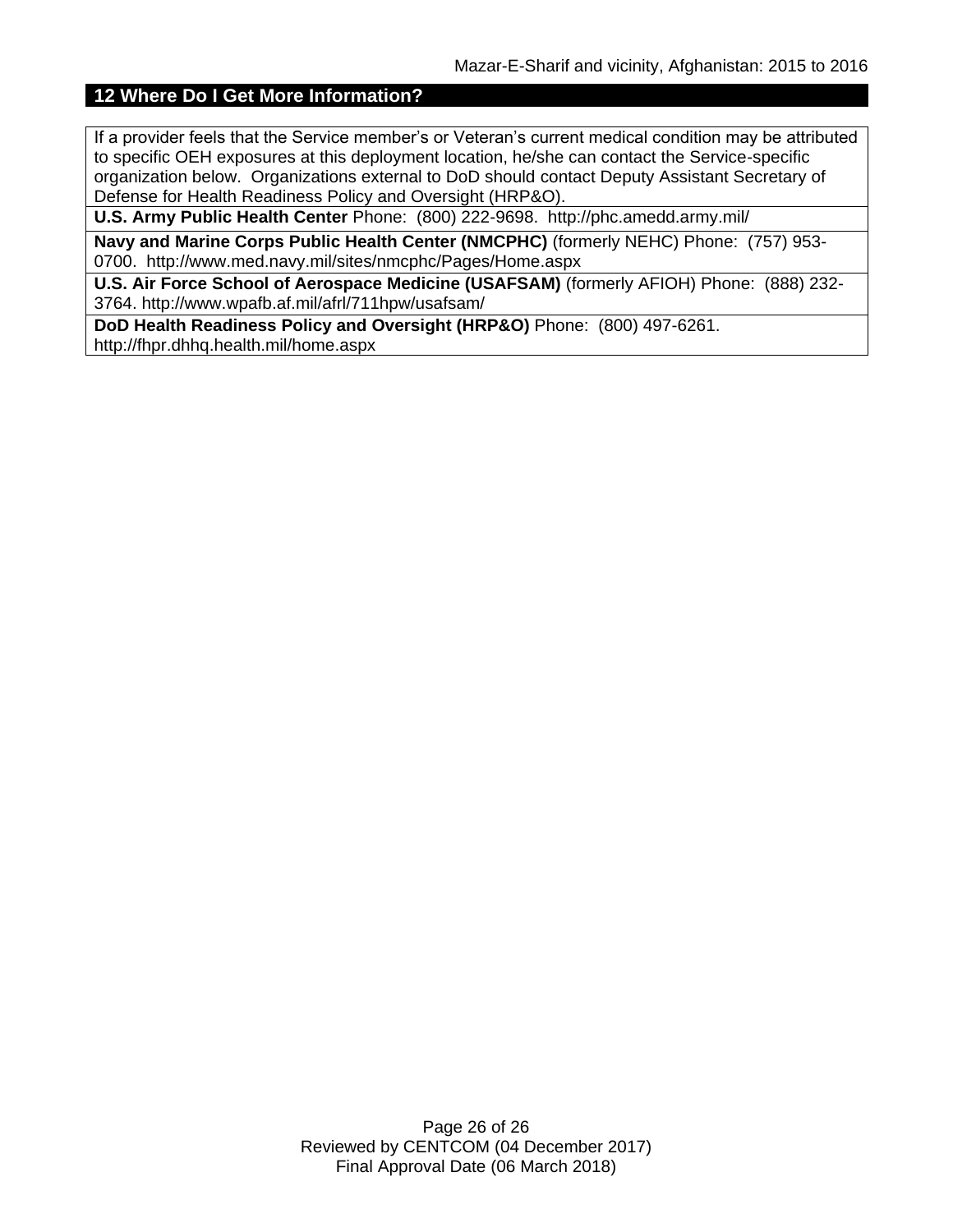## 12 Where Do I Get More Information?

| |
|---|
| If a provider feels that the Service member's or Veteran's current medical condition may be attributed to specific OEH exposures at this deployment location, he/she can contact the Service-specific organization below. Organizations external to DoD should contact Deputy Assistant Secretary of Defense for Health Readiness Policy and Oversight (HRP&O). |
| **U.S. Army Public Health Center** Phone: (800) 222-9698. http://phc.amedd.army.mil/ |
| **Navy and Marine Corps Public Health Center (NMCPHC)** (formerly NEHC) Phone: (757) 953-0700. http://www.med.navy.mil/sites/nmcphc/Pages/Home.aspx |
| **U.S. Air Force School of Aerospace Medicine (USAFSAM)** (formerly AFIOH) Phone: (888) 232-3764. http://www.wpafb.af.mil/afrl/711hpw/usafsam/ |
| **DoD Health Readiness Policy and Oversight (HRP&O)** Phone: (800) 497-6261. http://fhpr.dhhq.health.mil/home.aspx |

Reviewed by CENTCOM (04 December 2017)
Final Approval Date (06 March 2018)